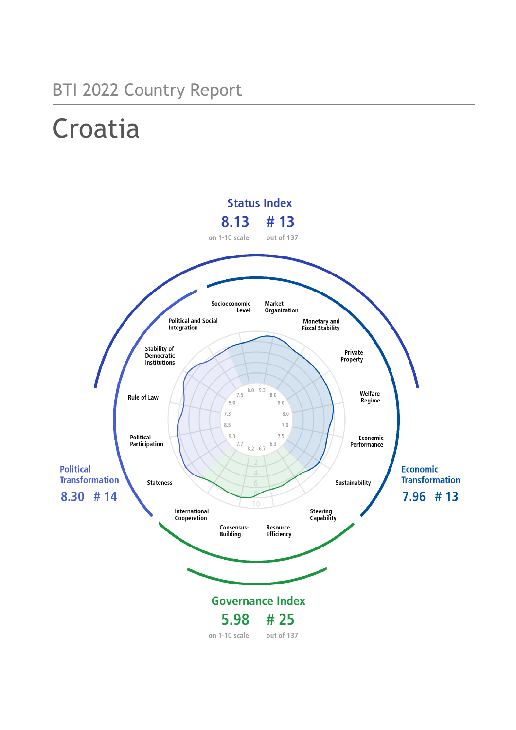BTI 2022 Country Report

# Croatia

**Status Index**

8.13 # 13

on 1-10 scale out of 137

**Political Transformation**

8.30 # 14

**Economic Transformation**

7.96 # 13

**Governance Index**

5.98 # 25

on 1-10 scale out of 137

| Criterion | Score |
|---|---|
| Stateness | 9.0 |
| Political Participation | 9.3 |
| Rule of Law | 7.3 |
| Stability of Democratic Institutions | 8.5 |
| Political and Social Integration | 7.5 |
| Socioeconomic Level | 8.0 |
| Market Organization | 9.3 |
| Monetary and Fiscal Stability | 8.0 |
| Private Property | 8.0 |
| Welfare Regime | 8.0 |
| Economic Performance | 7.0 |
| Sustainability | 7.5 |
| Steering Capability | 6.3 |
| Resource Efficiency | 6.7 |
| Consensus-Building | 8.2 |
| International Cooperation | 7.7 |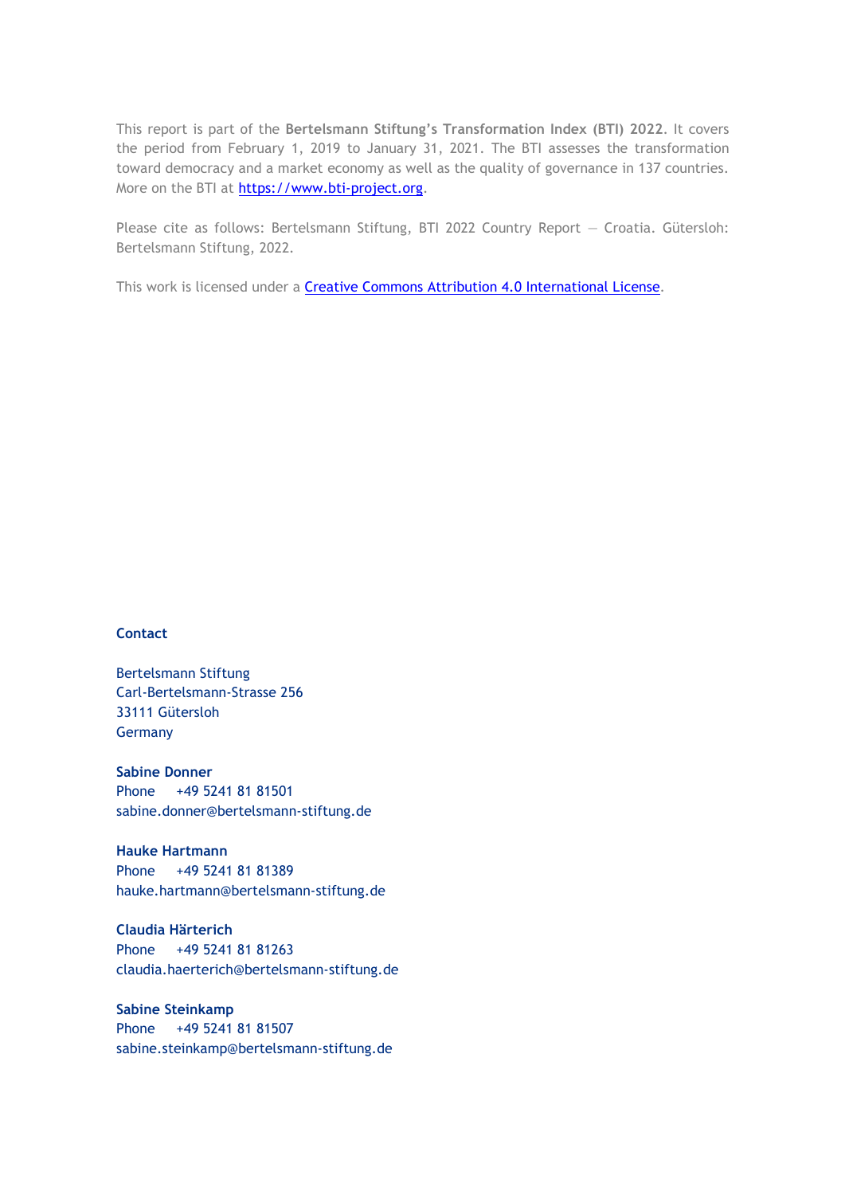This report is part of the **Bertelsmann Stiftung's Transformation Index (BTI) 2022**. It covers the period from February 1, 2019 to January 31, 2021. The BTI assesses the transformation toward democracy and a market economy as well as the quality of governance in 137 countries. More on the BTI at [https://www.bti-project.org](https://www.bti-project.org).

Please cite as follows: Bertelsmann Stiftung, BTI 2022 Country Report — Croatia. Gütersloh: Bertelsmann Stiftung, 2022.

This work is licensed under a [Creative Commons Attribution 4.0 International License](https://creativecommons.org/licenses/by/4.0/).

**Contact**

Bertelsmann Stiftung
Carl-Bertelsmann-Strasse 256
33111 Gütersloh
Germany

**Sabine Donner**
Phone +49 5241 81 81501
sabine.donner@bertelsmann-stiftung.de

**Hauke Hartmann**
Phone +49 5241 81 81389
hauke.hartmann@bertelsmann-stiftung.de

**Claudia Härterich**
Phone +49 5241 81 81263
claudia.haerterich@bertelsmann-stiftung.de

**Sabine Steinkamp**
Phone +49 5241 81 81507
sabine.steinkamp@bertelsmann-stiftung.de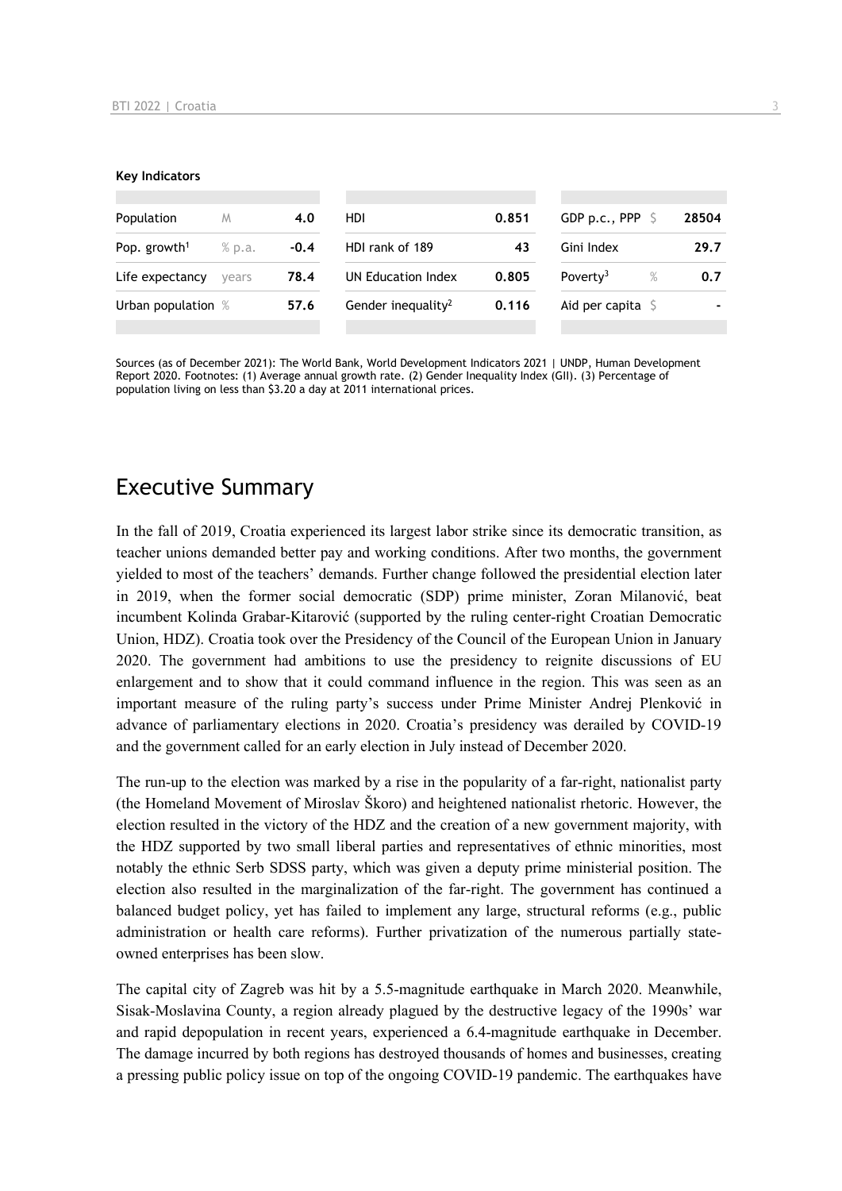**Key Indicators**

| | | | | | | | |
|---|---|---|---|---|---|---|---|
| Population | M | 4.0 | HDI | 0.851 | GDP p.c., PPP | $ | 28504 |
| Pop. growth[1] | % p.a. | -0.4 | HDI rank of 189 | 43 | Gini Index | | 29.7 |
| Life expectancy | years | 78.4 | UN Education Index | 0.805 | Poverty[3] | % | 0.7 |
| Urban population | % | 57.6 | Gender inequality[2] | 0.116 | Aid per capita | $ | - |

Sources (as of December 2021): The World Bank, World Development Indicators 2021 | UNDP, Human Development Report 2020. Footnotes: (1) Average annual growth rate. (2) Gender Inequality Index (GII). (3) Percentage of population living on less than $3.20 a day at 2011 international prices.

## Executive Summary

In the fall of 2019, Croatia experienced its largest labor strike since its democratic transition, as teacher unions demanded better pay and working conditions. After two months, the government yielded to most of the teachers' demands. Further change followed the presidential election later in 2019, when the former social democratic (SDP) prime minister, Zoran Milanović, beat incumbent Kolinda Grabar-Kitarović (supported by the ruling center-right Croatian Democratic Union, HDZ). Croatia took over the Presidency of the Council of the European Union in January 2020. The government had ambitions to use the presidency to reignite discussions of EU enlargement and to show that it could command influence in the region. This was seen as an important measure of the ruling party's success under Prime Minister Andrej Plenković in advance of parliamentary elections in 2020. Croatia's presidency was derailed by COVID-19 and the government called for an early election in July instead of December 2020.

The run-up to the election was marked by a rise in the popularity of a far-right, nationalist party (the Homeland Movement of Miroslav Škoro) and heightened nationalist rhetoric. However, the election resulted in the victory of the HDZ and the creation of a new government majority, with the HDZ supported by two small liberal parties and representatives of ethnic minorities, most notably the ethnic Serb SDSS party, which was given a deputy prime ministerial position. The election also resulted in the marginalization of the far-right. The government has continued a balanced budget policy, yet has failed to implement any large, structural reforms (e.g., public administration or health care reforms). Further privatization of the numerous partially state-owned enterprises has been slow.

The capital city of Zagreb was hit by a 5.5-magnitude earthquake in March 2020. Meanwhile, Sisak-Moslavina County, a region already plagued by the destructive legacy of the 1990s' war and rapid depopulation in recent years, experienced a 6.4-magnitude earthquake in December. The damage incurred by both regions has destroyed thousands of homes and businesses, creating a pressing public policy issue on top of the ongoing COVID-19 pandemic. The earthquakes have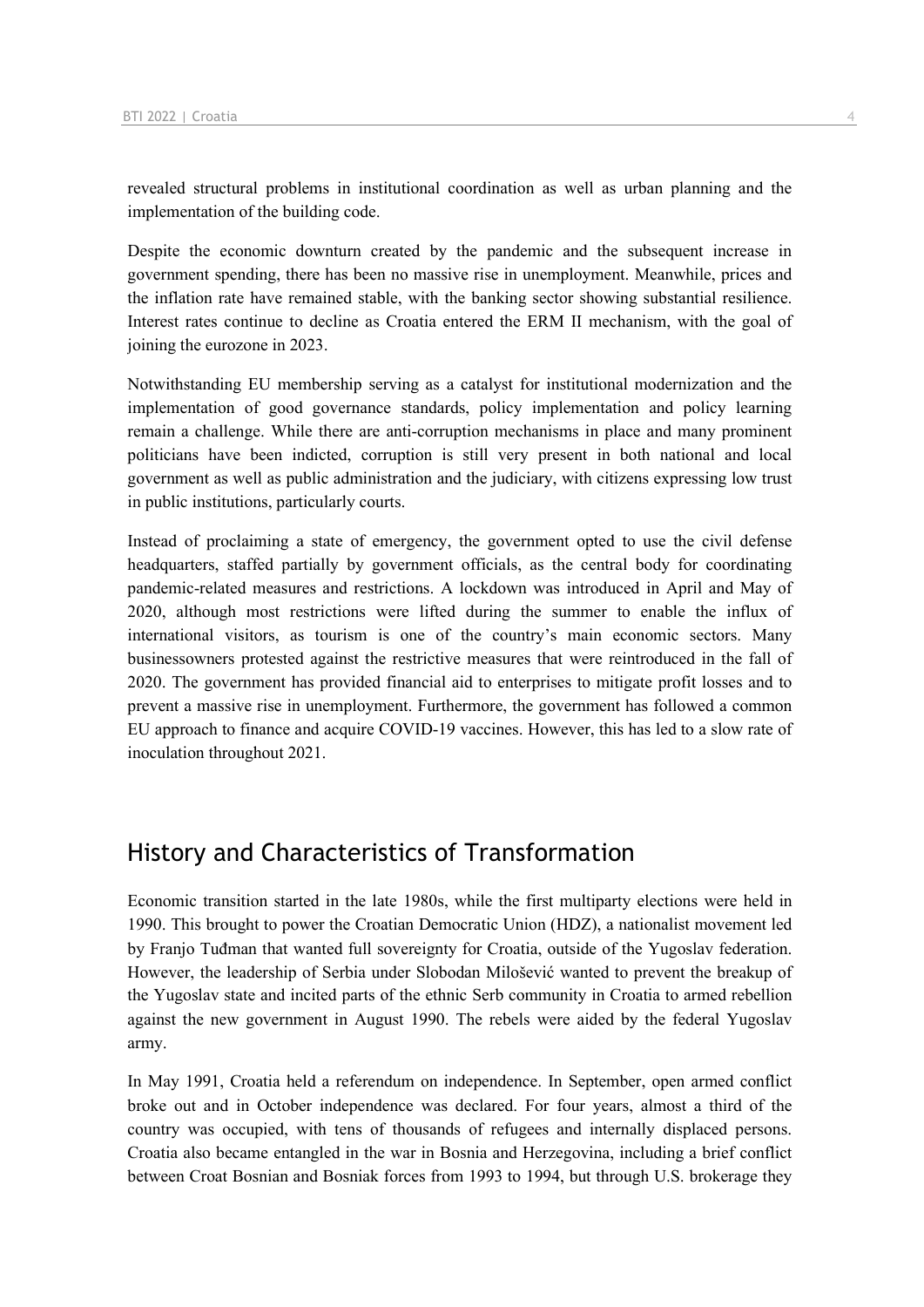revealed structural problems in institutional coordination as well as urban planning and the implementation of the building code.

Despite the economic downturn created by the pandemic and the subsequent increase in government spending, there has been no massive rise in unemployment. Meanwhile, prices and the inflation rate have remained stable, with the banking sector showing substantial resilience. Interest rates continue to decline as Croatia entered the ERM II mechanism, with the goal of joining the eurozone in 2023.

Notwithstanding EU membership serving as a catalyst for institutional modernization and the implementation of good governance standards, policy implementation and policy learning remain a challenge. While there are anti-corruption mechanisms in place and many prominent politicians have been indicted, corruption is still very present in both national and local government as well as public administration and the judiciary, with citizens expressing low trust in public institutions, particularly courts.

Instead of proclaiming a state of emergency, the government opted to use the civil defense headquarters, staffed partially by government officials, as the central body for coordinating pandemic-related measures and restrictions. A lockdown was introduced in April and May of 2020, although most restrictions were lifted during the summer to enable the influx of international visitors, as tourism is one of the country's main economic sectors. Many businessowners protested against the restrictive measures that were reintroduced in the fall of 2020. The government has provided financial aid to enterprises to mitigate profit losses and to prevent a massive rise in unemployment. Furthermore, the government has followed a common EU approach to finance and acquire COVID-19 vaccines. However, this has led to a slow rate of inoculation throughout 2021.

## History and Characteristics of Transformation

Economic transition started in the late 1980s, while the first multiparty elections were held in 1990. This brought to power the Croatian Democratic Union (HDZ), a nationalist movement led by Franjo Tuđman that wanted full sovereignty for Croatia, outside of the Yugoslav federation. However, the leadership of Serbia under Slobodan Milošević wanted to prevent the breakup of the Yugoslav state and incited parts of the ethnic Serb community in Croatia to armed rebellion against the new government in August 1990. The rebels were aided by the federal Yugoslav army.

In May 1991, Croatia held a referendum on independence. In September, open armed conflict broke out and in October independence was declared. For four years, almost a third of the country was occupied, with tens of thousands of refugees and internally displaced persons. Croatia also became entangled in the war in Bosnia and Herzegovina, including a brief conflict between Croat Bosnian and Bosniak forces from 1993 to 1994, but through U.S. brokerage they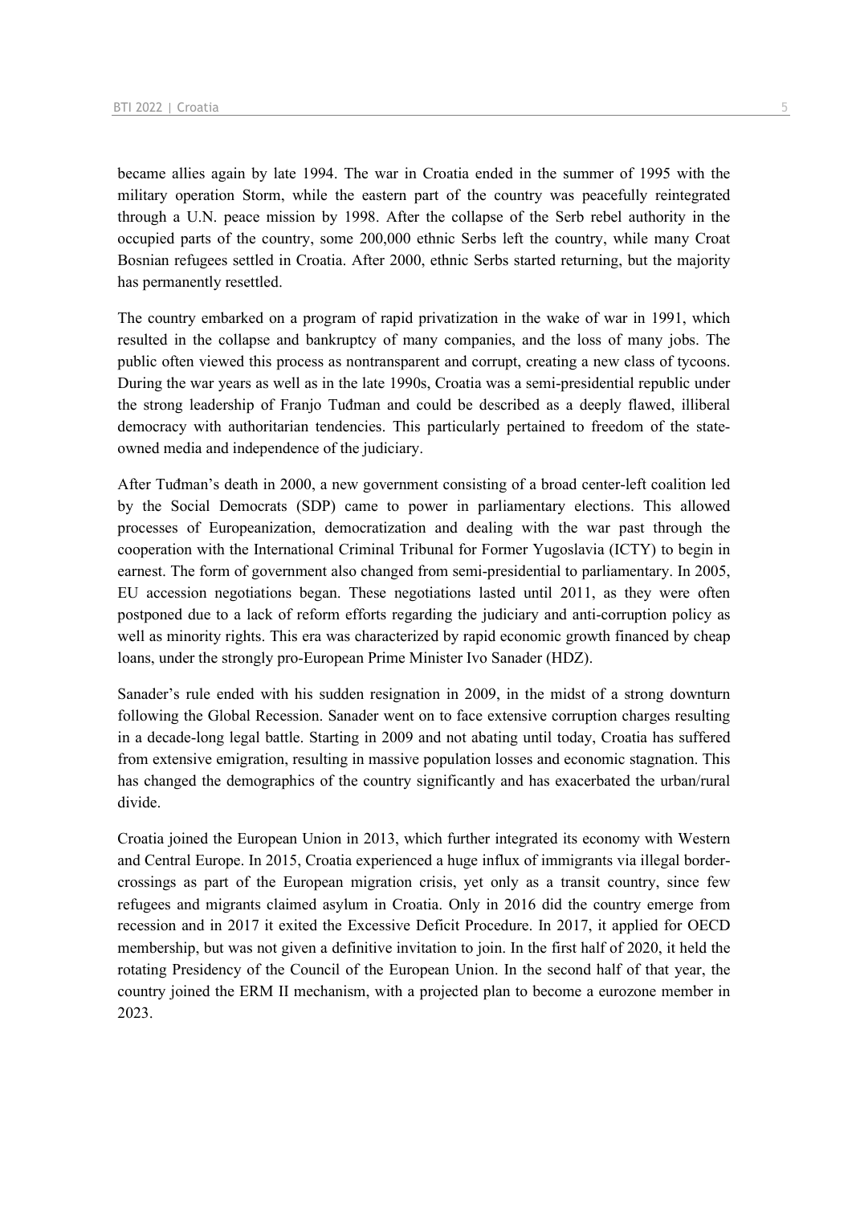became allies again by late 1994. The war in Croatia ended in the summer of 1995 with the military operation Storm, while the eastern part of the country was peacefully reintegrated through a U.N. peace mission by 1998. After the collapse of the Serb rebel authority in the occupied parts of the country, some 200,000 ethnic Serbs left the country, while many Croat Bosnian refugees settled in Croatia. After 2000, ethnic Serbs started returning, but the majority has permanently resettled.

The country embarked on a program of rapid privatization in the wake of war in 1991, which resulted in the collapse and bankruptcy of many companies, and the loss of many jobs. The public often viewed this process as nontransparent and corrupt, creating a new class of tycoons. During the war years as well as in the late 1990s, Croatia was a semi-presidential republic under the strong leadership of Franjo Tuđman and could be described as a deeply flawed, illiberal democracy with authoritarian tendencies. This particularly pertained to freedom of the state-owned media and independence of the judiciary.

After Tuđman's death in 2000, a new government consisting of a broad center-left coalition led by the Social Democrats (SDP) came to power in parliamentary elections. This allowed processes of Europeanization, democratization and dealing with the war past through the cooperation with the International Criminal Tribunal for Former Yugoslavia (ICTY) to begin in earnest. The form of government also changed from semi-presidential to parliamentary. In 2005, EU accession negotiations began. These negotiations lasted until 2011, as they were often postponed due to a lack of reform efforts regarding the judiciary and anti-corruption policy as well as minority rights. This era was characterized by rapid economic growth financed by cheap loans, under the strongly pro-European Prime Minister Ivo Sanader (HDZ).

Sanader's rule ended with his sudden resignation in 2009, in the midst of a strong downturn following the Global Recession. Sanader went on to face extensive corruption charges resulting in a decade-long legal battle. Starting in 2009 and not abating until today, Croatia has suffered from extensive emigration, resulting in massive population losses and economic stagnation. This has changed the demographics of the country significantly and has exacerbated the urban/rural divide.

Croatia joined the European Union in 2013, which further integrated its economy with Western and Central Europe. In 2015, Croatia experienced a huge influx of immigrants via illegal border-crossings as part of the European migration crisis, yet only as a transit country, since few refugees and migrants claimed asylum in Croatia. Only in 2016 did the country emerge from recession and in 2017 it exited the Excessive Deficit Procedure. In 2017, it applied for OECD membership, but was not given a definitive invitation to join. In the first half of 2020, it held the rotating Presidency of the Council of the European Union. In the second half of that year, the country joined the ERM II mechanism, with a projected plan to become a eurozone member in 2023.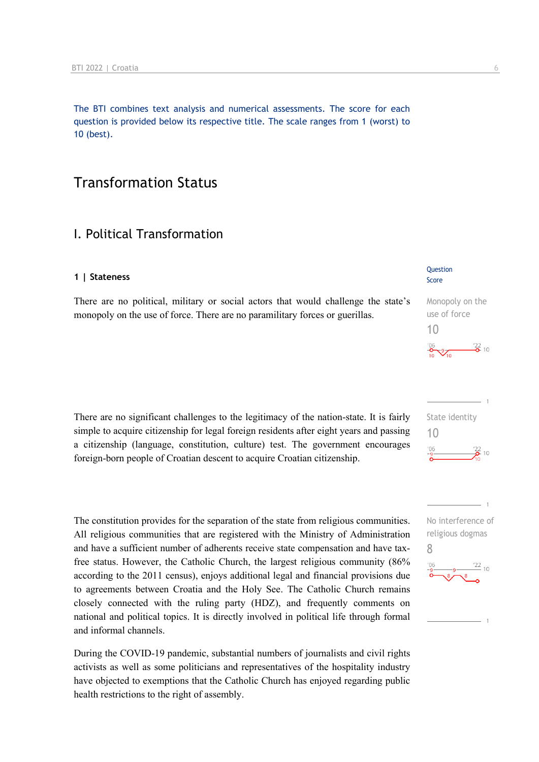The BTI combines text analysis and numerical assessments. The score for each question is provided below its respective title. The scale ranges from 1 (worst) to 10 (best).

# Transformation Status

## I. Political Transformation

### 1 | Stateness

Question Score

**Monopoly on the use of force**
**10**

There are no political, military or social actors that would challenge the state's monopoly on the use of force. There are no paramilitary forces or guerillas.

**State identity**
**10**

There are no significant challenges to the legitimacy of the nation-state. It is fairly simple to acquire citizenship for legal foreign residents after eight years and passing a citizenship (language, constitution, culture) test. The government encourages foreign-born people of Croatian descent to acquire Croatian citizenship.

**No interference of religious dogmas**
**8**

The constitution provides for the separation of the state from religious communities. All religious communities that are registered with the Ministry of Administration and have a sufficient number of adherents receive state compensation and have tax-free status. However, the Catholic Church, the largest religious community (86% according to the 2011 census), enjoys additional legal and financial provisions due to agreements between Croatia and the Holy See. The Catholic Church remains closely connected with the ruling party (HDZ), and frequently comments on national and political topics. It is directly involved in political life through formal and informal channels.

During the COVID-19 pandemic, substantial numbers of journalists and civil rights activists as well as some politicians and representatives of the hospitality industry have objected to exemptions that the Catholic Church has enjoyed regarding public health restrictions to the right of assembly.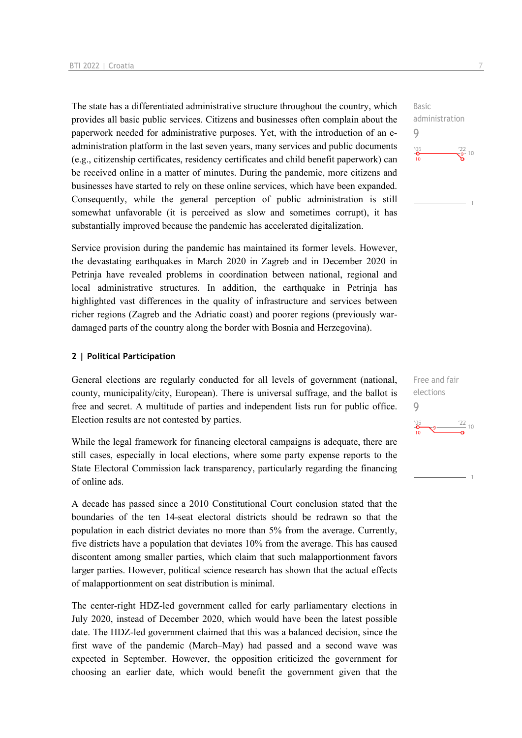The state has a differentiated administrative structure throughout the country, which provides all basic public services. Citizens and businesses often complain about the paperwork needed for administrative purposes. Yet, with the introduction of an e-administration platform in the last seven years, many services and public documents (e.g., citizenship certificates, residency certificates and child benefit paperwork) can be received online in a matter of minutes. During the pandemic, more citizens and businesses have started to rely on these online services, which have been expanded. Consequently, while the general perception of public administration is still somewhat unfavorable (it is perceived as slow and sometimes corrupt), it has substantially improved because the pandemic has accelerated digitalization.

Basic administration
9

Service provision during the pandemic has maintained its former levels. However, the devastating earthquakes in March 2020 in Zagreb and in December 2020 in Petrinja have revealed problems in coordination between national, regional and local administrative structures. In addition, the earthquake in Petrinja has highlighted vast differences in the quality of infrastructure and services between richer regions (Zagreb and the Adriatic coast) and poorer regions (previously war-damaged parts of the country along the border with Bosnia and Herzegovina).

## 2 | Political Participation

General elections are regularly conducted for all levels of government (national, county, municipality/city, European). There is universal suffrage, and the ballot is free and secret. A multitude of parties and independent lists run for public office. Election results are not contested by parties.

Free and fair elections
9

While the legal framework for financing electoral campaigns is adequate, there are still cases, especially in local elections, where some party expense reports to the State Electoral Commission lack transparency, particularly regarding the financing of online ads.

A decade has passed since a 2010 Constitutional Court conclusion stated that the boundaries of the ten 14-seat electoral districts should be redrawn so that the population in each district deviates no more than 5% from the average. Currently, five districts have a population that deviates 10% from the average. This has caused discontent among smaller parties, which claim that such malapportionment favors larger parties. However, political science research has shown that the actual effects of malapportionment on seat distribution is minimal.

The center-right HDZ-led government called for early parliamentary elections in July 2020, instead of December 2020, which would have been the latest possible date. The HDZ-led government claimed that this was a balanced decision, since the first wave of the pandemic (March–May) had passed and a second wave was expected in September. However, the opposition criticized the government for choosing an earlier date, which would benefit the government given that the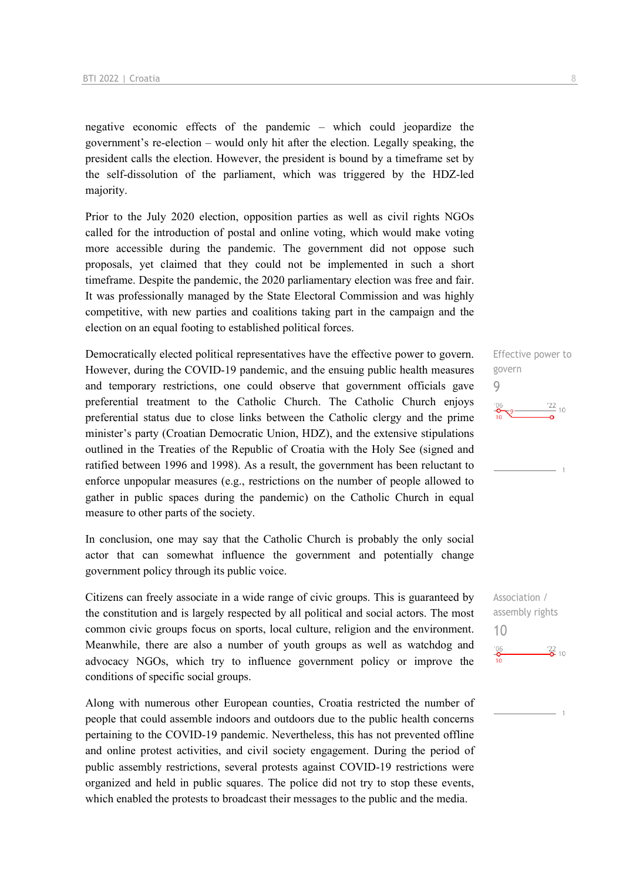negative economic effects of the pandemic – which could jeopardize the government's re-election – would only hit after the election. Legally speaking, the president calls the election. However, the president is bound by a timeframe set by the self-dissolution of the parliament, which was triggered by the HDZ-led majority.

Prior to the July 2020 election, opposition parties as well as civil rights NGOs called for the introduction of postal and online voting, which would make voting more accessible during the pandemic. The government did not oppose such proposals, yet claimed that they could not be implemented in such a short timeframe. Despite the pandemic, the 2020 parliamentary election was free and fair. It was professionally managed by the State Electoral Commission and was highly competitive, with new parties and coalitions taking part in the campaign and the election on an equal footing to established political forces.

Effective power to govern
9

Democratically elected political representatives have the effective power to govern. However, during the COVID-19 pandemic, and the ensuing public health measures and temporary restrictions, one could observe that government officials gave preferential treatment to the Catholic Church. The Catholic Church enjoys preferential status due to close links between the Catholic clergy and the prime minister's party (Croatian Democratic Union, HDZ), and the extensive stipulations outlined in the Treaties of the Republic of Croatia with the Holy See (signed and ratified between 1996 and 1998). As a result, the government has been reluctant to enforce unpopular measures (e.g., restrictions on the number of people allowed to gather in public spaces during the pandemic) on the Catholic Church in equal measure to other parts of the society.

In conclusion, one may say that the Catholic Church is probably the only social actor that can somewhat influence the government and potentially change government policy through its public voice.

Association / assembly rights
10

Citizens can freely associate in a wide range of civic groups. This is guaranteed by the constitution and is largely respected by all political and social actors. The most common civic groups focus on sports, local culture, religion and the environment. Meanwhile, there are also a number of youth groups as well as watchdog and advocacy NGOs, which try to influence government policy or improve the conditions of specific social groups.

Along with numerous other European counties, Croatia restricted the number of people that could assemble indoors and outdoors due to the public health concerns pertaining to the COVID-19 pandemic. Nevertheless, this has not prevented offline and online protest activities, and civil society engagement. During the period of public assembly restrictions, several protests against COVID-19 restrictions were organized and held in public squares. The police did not try to stop these events, which enabled the protests to broadcast their messages to the public and the media.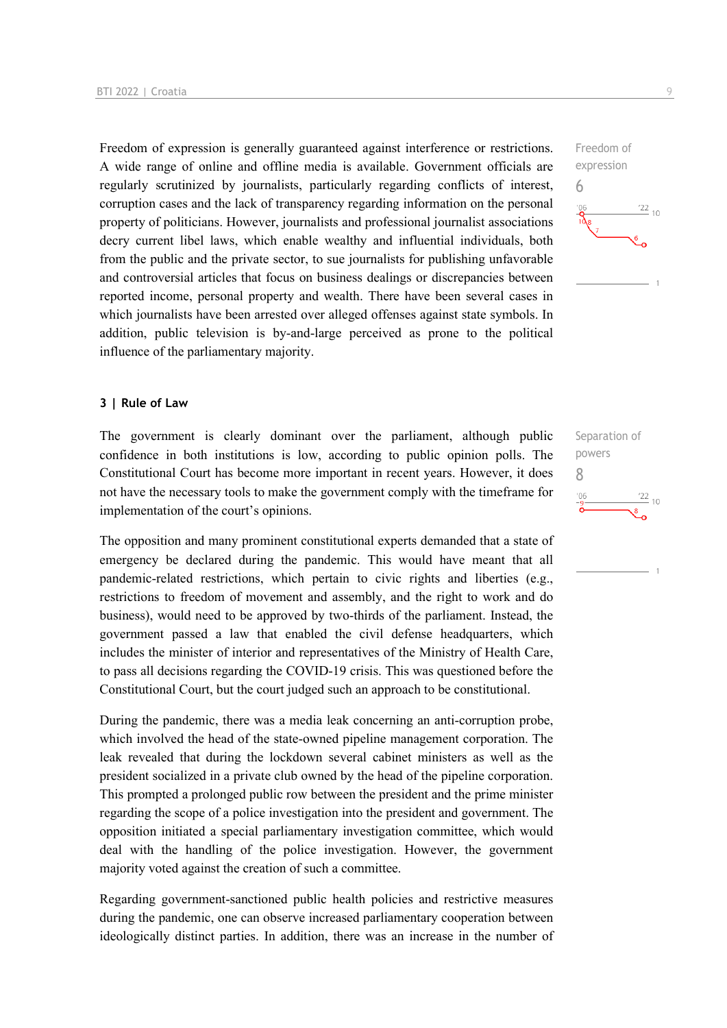Freedom of expression
6

Freedom of expression is generally guaranteed against interference or restrictions. A wide range of online and offline media is available. Government officials are regularly scrutinized by journalists, particularly regarding conflicts of interest, corruption cases and the lack of transparency regarding information on the personal property of politicians. However, journalists and professional journalist associations decry current libel laws, which enable wealthy and influential individuals, both from the public and the private sector, to sue journalists for publishing unfavorable and controversial articles that focus on business dealings or discrepancies between reported income, personal property and wealth. There have been several cases in which journalists have been arrested over alleged offenses against state symbols. In addition, public television is by-and-large perceived as prone to the political influence of the parliamentary majority.

## 3 | Rule of Law

Separation of powers
8

The government is clearly dominant over the parliament, although public confidence in both institutions is low, according to public opinion polls. The Constitutional Court has become more important in recent years. However, it does not have the necessary tools to make the government comply with the timeframe for implementation of the court's opinions.

The opposition and many prominent constitutional experts demanded that a state of emergency be declared during the pandemic. This would have meant that all pandemic-related restrictions, which pertain to civic rights and liberties (e.g., restrictions to freedom of movement and assembly, and the right to work and do business), would need to be approved by two-thirds of the parliament. Instead, the government passed a law that enabled the civil defense headquarters, which includes the minister of interior and representatives of the Ministry of Health Care, to pass all decisions regarding the COVID-19 crisis. This was questioned before the Constitutional Court, but the court judged such an approach to be constitutional.

During the pandemic, there was a media leak concerning an anti-corruption probe, which involved the head of the state-owned pipeline management corporation. The leak revealed that during the lockdown several cabinet ministers as well as the president socialized in a private club owned by the head of the pipeline corporation. This prompted a prolonged public row between the president and the prime minister regarding the scope of a police investigation into the president and government. The opposition initiated a special parliamentary investigation committee, which would deal with the handling of the police investigation. However, the government majority voted against the creation of such a committee.

Regarding government-sanctioned public health policies and restrictive measures during the pandemic, one can observe increased parliamentary cooperation between ideologically distinct parties. In addition, there was an increase in the number of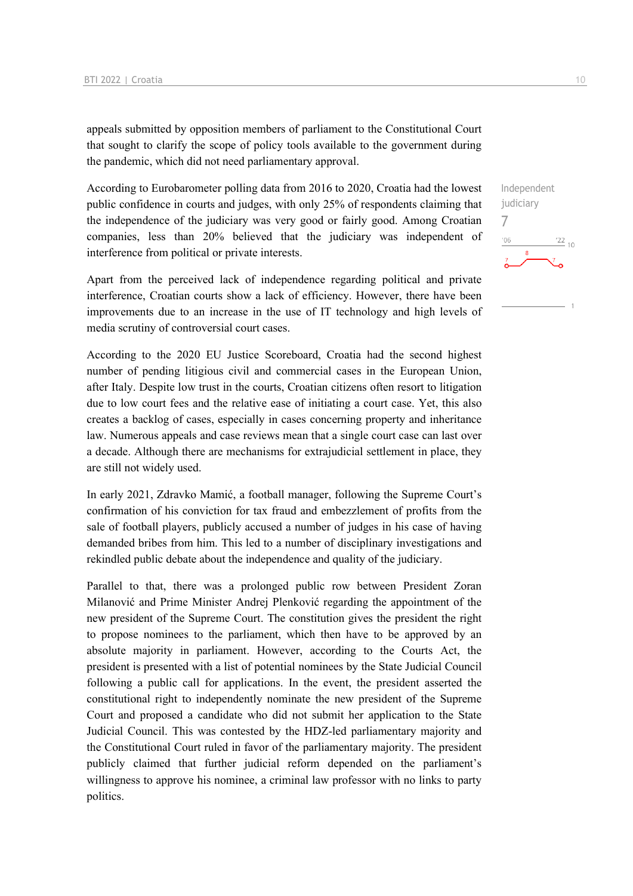appeals submitted by opposition members of parliament to the Constitutional Court that sought to clarify the scope of policy tools available to the government during the pandemic, which did not need parliamentary approval.

According to Eurobarometer polling data from 2016 to 2020, Croatia had the lowest public confidence in courts and judges, with only 25% of respondents claiming that the independence of the judiciary was very good or fairly good. Among Croatian companies, less than 20% believed that the judiciary was independent of interference from political or private interests.

Independent judiciary
7

Apart from the perceived lack of independence regarding political and private interference, Croatian courts show a lack of efficiency. However, there have been improvements due to an increase in the use of IT technology and high levels of media scrutiny of controversial court cases.

According to the 2020 EU Justice Scoreboard, Croatia had the second highest number of pending litigious civil and commercial cases in the European Union, after Italy. Despite low trust in the courts, Croatian citizens often resort to litigation due to low court fees and the relative ease of initiating a court case. Yet, this also creates a backlog of cases, especially in cases concerning property and inheritance law. Numerous appeals and case reviews mean that a single court case can last over a decade. Although there are mechanisms for extrajudicial settlement in place, they are still not widely used.

In early 2021, Zdravko Mamić, a football manager, following the Supreme Court's confirmation of his conviction for tax fraud and embezzlement of profits from the sale of football players, publicly accused a number of judges in his case of having demanded bribes from him. This led to a number of disciplinary investigations and rekindled public debate about the independence and quality of the judiciary.

Parallel to that, there was a prolonged public row between President Zoran Milanović and Prime Minister Andrej Plenković regarding the appointment of the new president of the Supreme Court. The constitution gives the president the right to propose nominees to the parliament, which then have to be approved by an absolute majority in parliament. However, according to the Courts Act, the president is presented with a list of potential nominees by the State Judicial Council following a public call for applications. In the event, the president asserted the constitutional right to independently nominate the new president of the Supreme Court and proposed a candidate who did not submit her application to the State Judicial Council. This was contested by the HDZ-led parliamentary majority and the Constitutional Court ruled in favor of the parliamentary majority. The president publicly claimed that further judicial reform depended on the parliament's willingness to approve his nominee, a criminal law professor with no links to party politics.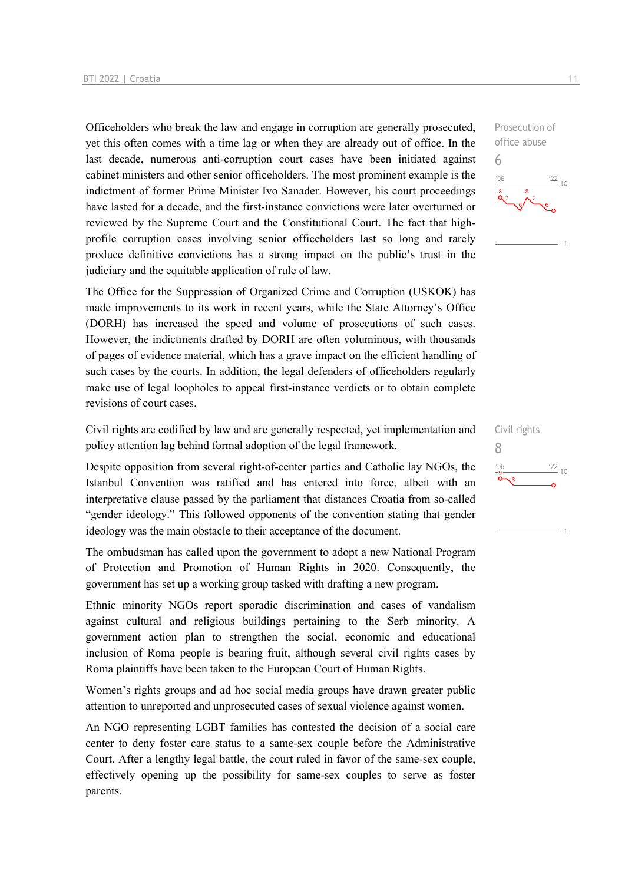Officeholders who break the law and engage in corruption are generally prosecuted, yet this often comes with a time lag or when they are already out of office. In the last decade, numerous anti-corruption court cases have been initiated against cabinet ministers and other senior officeholders. The most prominent example is the indictment of former Prime Minister Ivo Sanader. However, his court proceedings have lasted for a decade, and the first-instance convictions were later overturned or reviewed by the Supreme Court and the Constitutional Court. The fact that high-profile corruption cases involving senior officeholders last so long and rarely produce definitive convictions has a strong impact on the public's trust in the judiciary and the equitable application of rule of law.

Prosecution of office abuse
6

The Office for the Suppression of Organized Crime and Corruption (USKOK) has made improvements to its work in recent years, while the State Attorney's Office (DORH) has increased the speed and volume of prosecutions of such cases. However, the indictments drafted by DORH are often voluminous, with thousands of pages of evidence material, which has a grave impact on the efficient handling of such cases by the courts. In addition, the legal defenders of officeholders regularly make use of legal loopholes to appeal first-instance verdicts or to obtain complete revisions of court cases.

Civil rights are codified by law and are generally respected, yet implementation and policy attention lag behind formal adoption of the legal framework.

Civil rights
8

Despite opposition from several right-of-center parties and Catholic lay NGOs, the Istanbul Convention was ratified and has entered into force, albeit with an interpretative clause passed by the parliament that distances Croatia from so-called "gender ideology." This followed opponents of the convention stating that gender ideology was the main obstacle to their acceptance of the document.

The ombudsman has called upon the government to adopt a new National Program of Protection and Promotion of Human Rights in 2020. Consequently, the government has set up a working group tasked with drafting a new program.

Ethnic minority NGOs report sporadic discrimination and cases of vandalism against cultural and religious buildings pertaining to the Serb minority. A government action plan to strengthen the social, economic and educational inclusion of Roma people is bearing fruit, although several civil rights cases by Roma plaintiffs have been taken to the European Court of Human Rights.

Women's rights groups and ad hoc social media groups have drawn greater public attention to unreported and unprosecuted cases of sexual violence against women.

An NGO representing LGBT families has contested the decision of a social care center to deny foster care status to a same-sex couple before the Administrative Court. After a lengthy legal battle, the court ruled in favor of the same-sex couple, effectively opening up the possibility for same-sex couples to serve as foster parents.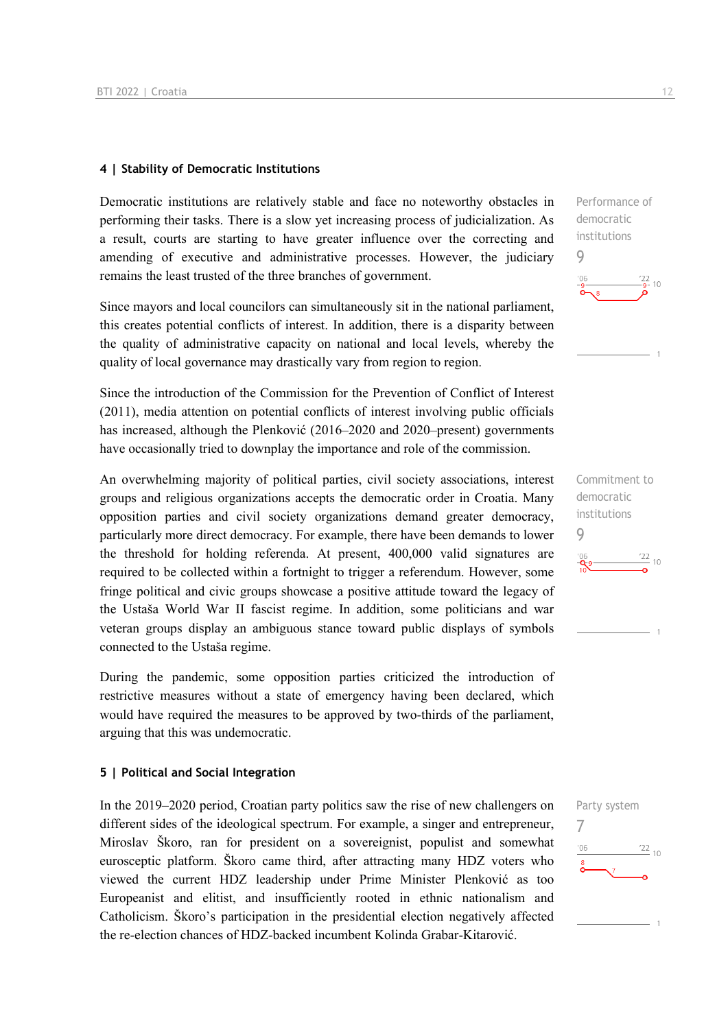## 4 | Stability of Democratic Institutions

Democratic institutions are relatively stable and face no noteworthy obstacles in performing their tasks. There is a slow yet increasing process of judicialization. As a result, courts are starting to have greater influence over the correcting and amending of executive and administrative processes. However, the judiciary remains the least trusted of the three branches of government.

Performance of democratic institutions
9

Since mayors and local councilors can simultaneously sit in the national parliament, this creates potential conflicts of interest. In addition, there is a disparity between the quality of administrative capacity on national and local levels, whereby the quality of local governance may drastically vary from region to region.

Since the introduction of the Commission for the Prevention of Conflict of Interest (2011), media attention on potential conflicts of interest involving public officials has increased, although the Plenković (2016–2020 and 2020–present) governments have occasionally tried to downplay the importance and role of the commission.

An overwhelming majority of political parties, civil society associations, interest groups and religious organizations accepts the democratic order in Croatia. Many opposition parties and civil society organizations demand greater democracy, particularly more direct democracy. For example, there have been demands to lower the threshold for holding referenda. At present, 400,000 valid signatures are required to be collected within a fortnight to trigger a referendum. However, some fringe political and civic groups showcase a positive attitude toward the legacy of the Ustaša World War II fascist regime. In addition, some politicians and war veteran groups display an ambiguous stance toward public displays of symbols connected to the Ustaša regime.

Commitment to democratic institutions
9

During the pandemic, some opposition parties criticized the introduction of restrictive measures without a state of emergency having been declared, which would have required the measures to be approved by two-thirds of the parliament, arguing that this was undemocratic.

## 5 | Political and Social Integration

In the 2019–2020 period, Croatian party politics saw the rise of new challengers on different sides of the ideological spectrum. For example, a singer and entrepreneur, Miroslav Škoro, ran for president on a sovereignist, populist and somewhat eurosceptic platform. Škoro came third, after attracting many HDZ voters who viewed the current HDZ leadership under Prime Minister Plenković as too Europeanist and elitist, and insufficiently rooted in ethnic nationalism and Catholicism. Škoro's participation in the presidential election negatively affected the re-election chances of HDZ-backed incumbent Kolinda Grabar-Kitarović.

Party system
7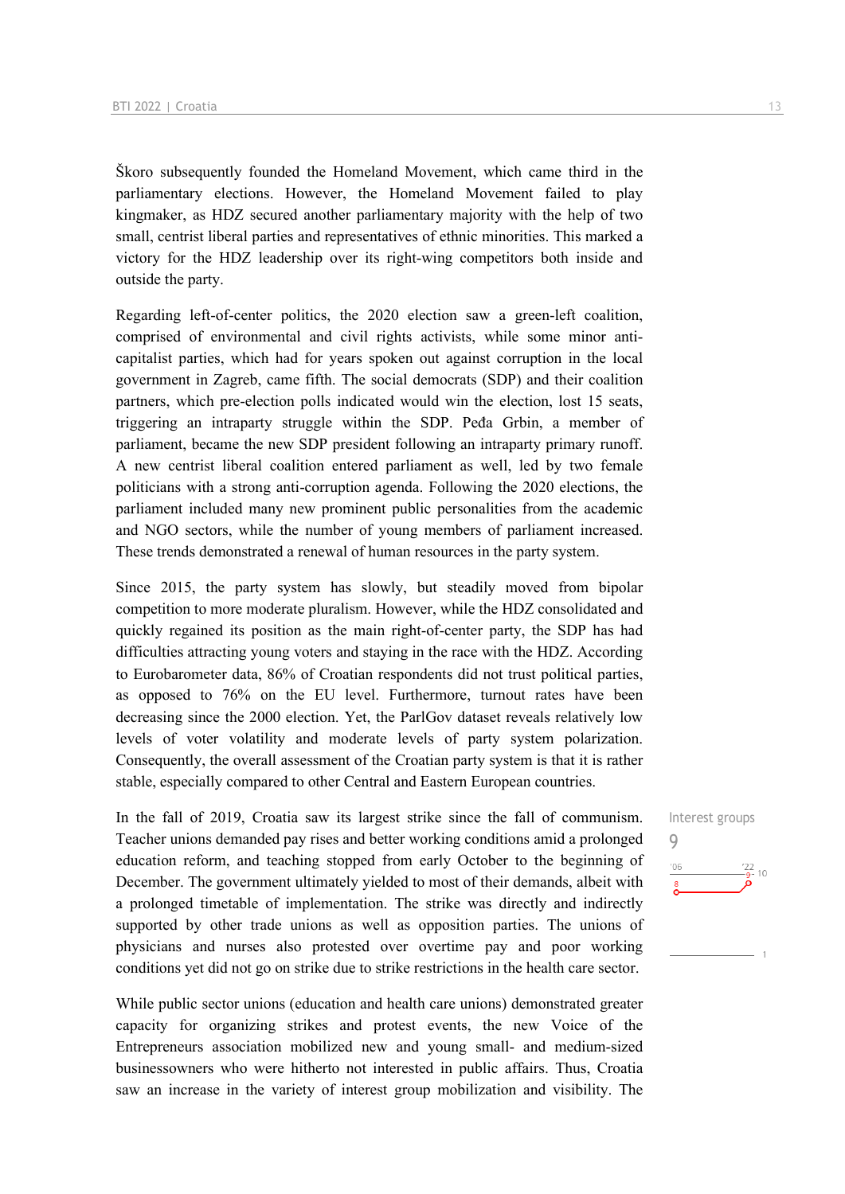Škoro subsequently founded the Homeland Movement, which came third in the parliamentary elections. However, the Homeland Movement failed to play kingmaker, as HDZ secured another parliamentary majority with the help of two small, centrist liberal parties and representatives of ethnic minorities. This marked a victory for the HDZ leadership over its right-wing competitors both inside and outside the party.

Regarding left-of-center politics, the 2020 election saw a green-left coalition, comprised of environmental and civil rights activists, while some minor anti-capitalist parties, which had for years spoken out against corruption in the local government in Zagreb, came fifth. The social democrats (SDP) and their coalition partners, which pre-election polls indicated would win the election, lost 15 seats, triggering an intraparty struggle within the SDP. Peđa Grbin, a member of parliament, became the new SDP president following an intraparty primary runoff. A new centrist liberal coalition entered parliament as well, led by two female politicians with a strong anti-corruption agenda. Following the 2020 elections, the parliament included many new prominent public personalities from the academic and NGO sectors, while the number of young members of parliament increased. These trends demonstrated a renewal of human resources in the party system.

Since 2015, the party system has slowly, but steadily moved from bipolar competition to more moderate pluralism. However, while the HDZ consolidated and quickly regained its position as the main right-of-center party, the SDP has had difficulties attracting young voters and staying in the race with the HDZ. According to Eurobarometer data, 86% of Croatian respondents did not trust political parties, as opposed to 76% on the EU level. Furthermore, turnout rates have been decreasing since the 2000 election. Yet, the ParlGov dataset reveals relatively low levels of voter volatility and moderate levels of party system polarization. Consequently, the overall assessment of the Croatian party system is that it is rather stable, especially compared to other Central and Eastern European countries.

Interest groups
9

In the fall of 2019, Croatia saw its largest strike since the fall of communism. Teacher unions demanded pay rises and better working conditions amid a prolonged education reform, and teaching stopped from early October to the beginning of December. The government ultimately yielded to most of their demands, albeit with a prolonged timetable of implementation. The strike was directly and indirectly supported by other trade unions as well as opposition parties. The unions of physicians and nurses also protested over overtime pay and poor working conditions yet did not go on strike due to strike restrictions in the health care sector.

While public sector unions (education and health care unions) demonstrated greater capacity for organizing strikes and protest events, the new Voice of the Entrepreneurs association mobilized new and young small- and medium-sized businessowners who were hitherto not interested in public affairs. Thus, Croatia saw an increase in the variety of interest group mobilization and visibility. The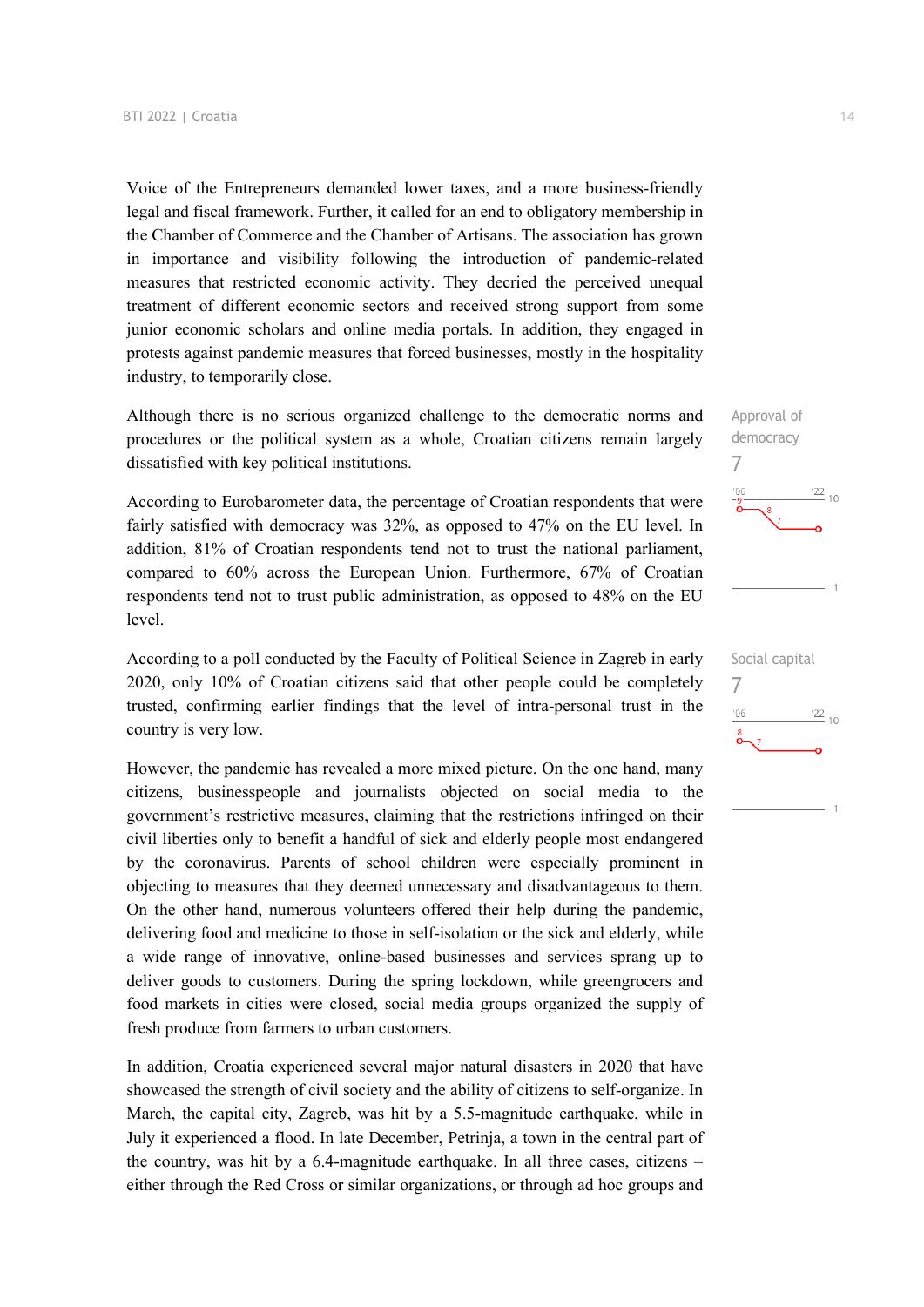Voice of the Entrepreneurs demanded lower taxes, and a more business-friendly legal and fiscal framework. Further, it called for an end to obligatory membership in the Chamber of Commerce and the Chamber of Artisans. The association has grown in importance and visibility following the introduction of pandemic-related measures that restricted economic activity. They decried the perceived unequal treatment of different economic sectors and received strong support from some junior economic scholars and online media portals. In addition, they engaged in protests against pandemic measures that forced businesses, mostly in the hospitality industry, to temporarily close.

Approval of democracy
7

Although there is no serious organized challenge to the democratic norms and procedures or the political system as a whole, Croatian citizens remain largely dissatisfied with key political institutions.

According to Eurobarometer data, the percentage of Croatian respondents that were fairly satisfied with democracy was 32%, as opposed to 47% on the EU level. In addition, 81% of Croatian respondents tend not to trust the national parliament, compared to 60% across the European Union. Furthermore, 67% of Croatian respondents tend not to trust public administration, as opposed to 48% on the EU level.

Social capital
7

According to a poll conducted by the Faculty of Political Science in Zagreb in early 2020, only 10% of Croatian citizens said that other people could be completely trusted, confirming earlier findings that the level of intra-personal trust in the country is very low.

However, the pandemic has revealed a more mixed picture. On the one hand, many citizens, businesspeople and journalists objected on social media to the government's restrictive measures, claiming that the restrictions infringed on their civil liberties only to benefit a handful of sick and elderly people most endangered by the coronavirus. Parents of school children were especially prominent in objecting to measures that they deemed unnecessary and disadvantageous to them. On the other hand, numerous volunteers offered their help during the pandemic, delivering food and medicine to those in self-isolation or the sick and elderly, while a wide range of innovative, online-based businesses and services sprang up to deliver goods to customers. During the spring lockdown, while greengrocers and food markets in cities were closed, social media groups organized the supply of fresh produce from farmers to urban customers.

In addition, Croatia experienced several major natural disasters in 2020 that have showcased the strength of civil society and the ability of citizens to self-organize. In March, the capital city, Zagreb, was hit by a 5.5-magnitude earthquake, while in July it experienced a flood. In late December, Petrinja, a town in the central part of the country, was hit by a 6.4-magnitude earthquake. In all three cases, citizens – either through the Red Cross or similar organizations, or through ad hoc groups and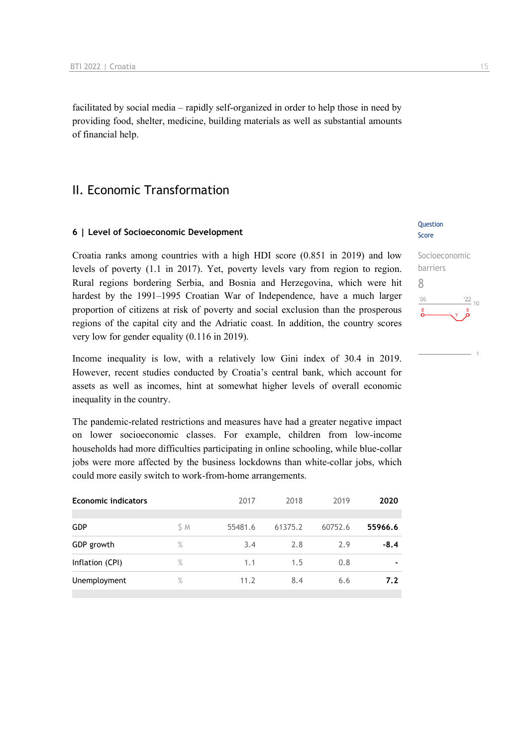facilitated by social media – rapidly self-organized in order to help those in need by providing food, shelter, medicine, building materials as well as substantial amounts of financial help.

## II. Economic Transformation

### 6 | Level of Socioeconomic Development

Question Score

Socioeconomic barriers

8

Croatia ranks among countries with a high HDI score (0.851 in 2019) and low levels of poverty (1.1 in 2017). Yet, poverty levels vary from region to region. Rural regions bordering Serbia, and Bosnia and Herzegovina, which were hit hardest by the 1991–1995 Croatian War of Independence, have a much larger proportion of citizens at risk of poverty and social exclusion than the prosperous regions of the capital city and the Adriatic coast. In addition, the country scores very low for gender equality (0.116 in 2019).

Income inequality is low, with a relatively low Gini index of 30.4 in 2019. However, recent studies conducted by Croatia's central bank, which account for assets as well as incomes, hint at somewhat higher levels of overall economic inequality in the country.

The pandemic-related restrictions and measures have had a greater negative impact on lower socioeconomic classes. For example, children from low-income households had more difficulties participating in online schooling, while blue-collar jobs were more affected by the business lockdowns than white-collar jobs, which could more easily switch to work-from-home arrangements.

| Economic indicators | | 2017 | 2018 | 2019 | 2020 |
|---|---|---|---|---|---|
| GDP | $ M | 55481.6 | 61375.2 | 60752.6 | **55966.6** |
| GDP growth | % | 3.4 | 2.8 | 2.9 | **-8.4** |
| Inflation (CPI) | % | 1.1 | 1.5 | 0.8 | **-** |
| Unemployment | % | 11.2 | 8.4 | 6.6 | **7.2** |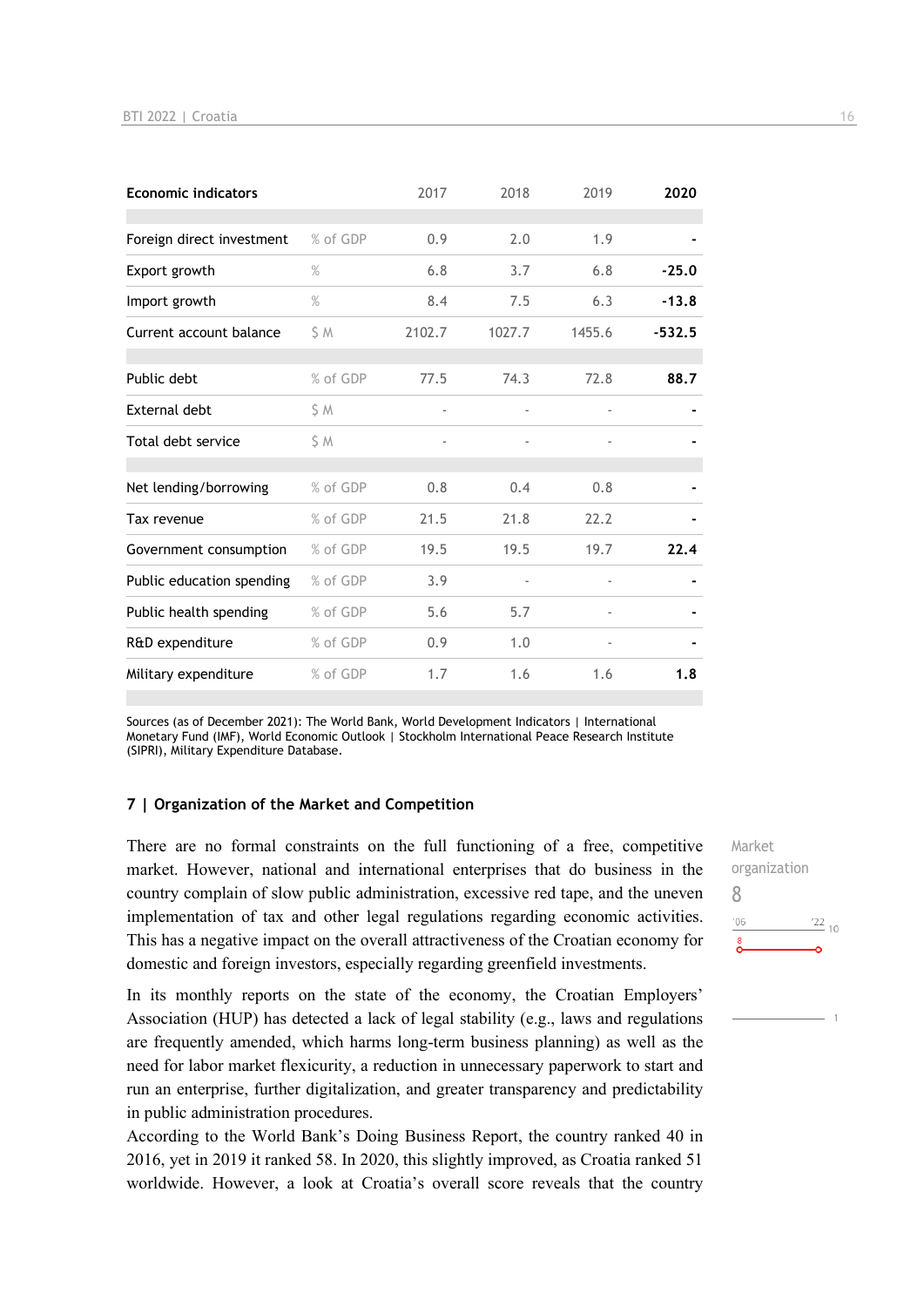| Economic indicators | | 2017 | 2018 | 2019 | 2020 |
|---|---|---|---|---|---|
| Foreign direct investment | % of GDP | 0.9 | 2.0 | 1.9 | - |
| Export growth | % | 6.8 | 3.7 | 6.8 | -25.0 |
| Import growth | % | 8.4 | 7.5 | 6.3 | -13.8 |
| Current account balance | $ M | 2102.7 | 1027.7 | 1455.6 | -532.5 |
| Public debt | % of GDP | 77.5 | 74.3 | 72.8 | 88.7 |
| External debt | $ M | - | - | - | - |
| Total debt service | $ M | - | - | - | - |
| Net lending/borrowing | % of GDP | 0.8 | 0.4 | 0.8 | - |
| Tax revenue | % of GDP | 21.5 | 21.8 | 22.2 | - |
| Government consumption | % of GDP | 19.5 | 19.5 | 19.7 | 22.4 |
| Public education spending | % of GDP | 3.9 | - | - | - |
| Public health spending | % of GDP | 5.6 | 5.7 | - | - |
| R&D expenditure | % of GDP | 0.9 | 1.0 | - | - |
| Military expenditure | % of GDP | 1.7 | 1.6 | 1.6 | 1.8 |

Sources (as of December 2021): The World Bank, World Development Indicators | International Monetary Fund (IMF), World Economic Outlook | Stockholm International Peace Research Institute (SIPRI), Military Expenditure Database.

## 7 | Organization of the Market and Competition

Market organization
8

There are no formal constraints on the full functioning of a free, competitive market. However, national and international enterprises that do business in the country complain of slow public administration, excessive red tape, and the uneven implementation of tax and other legal regulations regarding economic activities. This has a negative impact on the overall attractiveness of the Croatian economy for domestic and foreign investors, especially regarding greenfield investments.

In its monthly reports on the state of the economy, the Croatian Employers' Association (HUP) has detected a lack of legal stability (e.g., laws and regulations are frequently amended, which harms long-term business planning) as well as the need for labor market flexicurity, a reduction in unnecessary paperwork to start and run an enterprise, further digitalization, and greater transparency and predictability in public administration procedures.

According to the World Bank's Doing Business Report, the country ranked 40 in 2016, yet in 2019 it ranked 58. In 2020, this slightly improved, as Croatia ranked 51 worldwide. However, a look at Croatia's overall score reveals that the country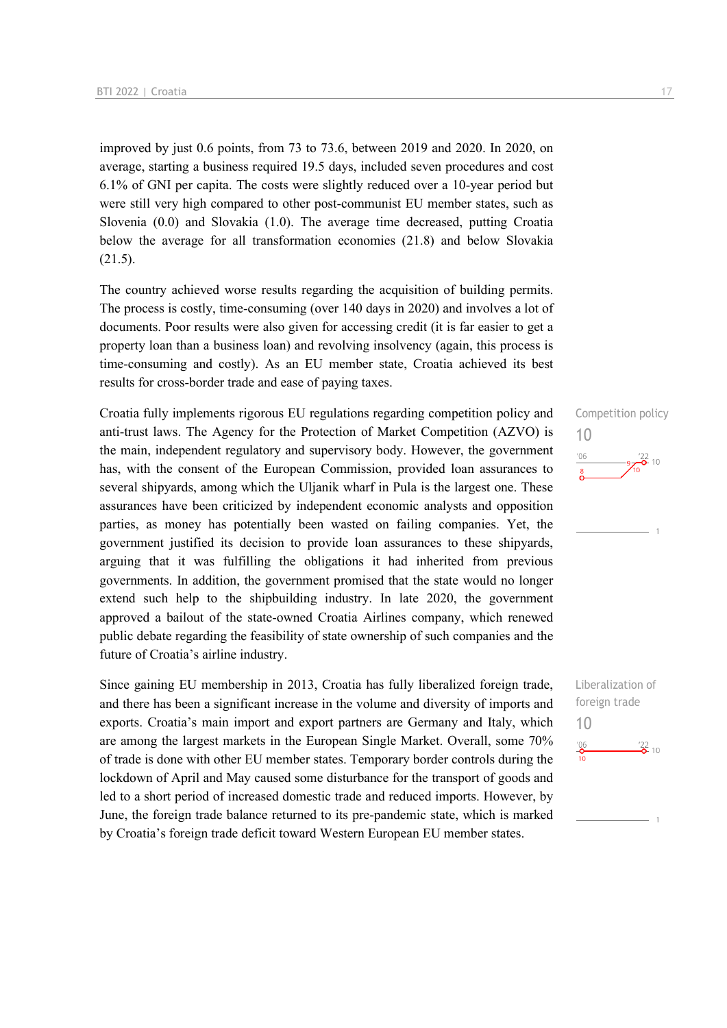improved by just 0.6 points, from 73 to 73.6, between 2019 and 2020. In 2020, on average, starting a business required 19.5 days, included seven procedures and cost 6.1% of GNI per capita. The costs were slightly reduced over a 10-year period but were still very high compared to other post-communist EU member states, such as Slovenia (0.0) and Slovakia (1.0). The average time decreased, putting Croatia below the average for all transformation economies (21.8) and below Slovakia (21.5).

The country achieved worse results regarding the acquisition of building permits. The process is costly, time-consuming (over 140 days in 2020) and involves a lot of documents. Poor results were also given for accessing credit (it is far easier to get a property loan than a business loan) and revolving insolvency (again, this process is time-consuming and costly). As an EU member state, Croatia achieved its best results for cross-border trade and ease of paying taxes.

Competition policy
10

Croatia fully implements rigorous EU regulations regarding competition policy and anti-trust laws. The Agency for the Protection of Market Competition (AZVO) is the main, independent regulatory and supervisory body. However, the government has, with the consent of the European Commission, provided loan assurances to several shipyards, among which the Uljanik wharf in Pula is the largest one. These assurances have been criticized by independent economic analysts and opposition parties, as money has potentially been wasted on failing companies. Yet, the government justified its decision to provide loan assurances to these shipyards, arguing that it was fulfilling the obligations it had inherited from previous governments. In addition, the government promised that the state would no longer extend such help to the shipbuilding industry. In late 2020, the government approved a bailout of the state-owned Croatia Airlines company, which renewed public debate regarding the feasibility of state ownership of such companies and the future of Croatia's airline industry.

Liberalization of foreign trade
10

Since gaining EU membership in 2013, Croatia has fully liberalized foreign trade, and there has been a significant increase in the volume and diversity of imports and exports. Croatia's main import and export partners are Germany and Italy, which are among the largest markets in the European Single Market. Overall, some 70% of trade is done with other EU member states. Temporary border controls during the lockdown of April and May caused some disturbance for the transport of goods and led to a short period of increased domestic trade and reduced imports. However, by June, the foreign trade balance returned to its pre-pandemic state, which is marked by Croatia's foreign trade deficit toward Western European EU member states.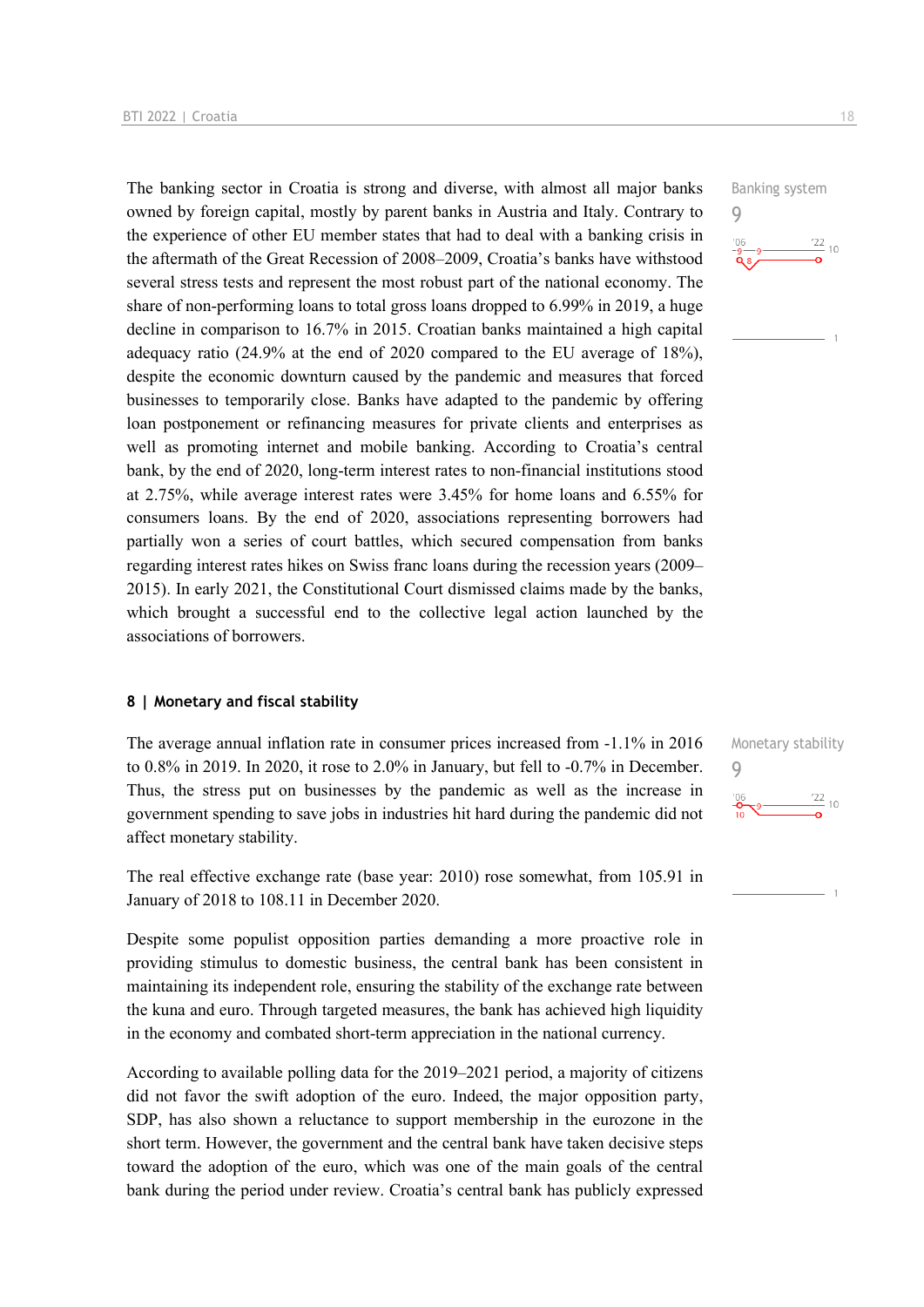The banking sector in Croatia is strong and diverse, with almost all major banks owned by foreign capital, mostly by parent banks in Austria and Italy. Contrary to the experience of other EU member states that had to deal with a banking crisis in the aftermath of the Great Recession of 2008–2009, Croatia's banks have withstood several stress tests and represent the most robust part of the national economy. The share of non-performing loans to total gross loans dropped to 6.99% in 2019, a huge decline in comparison to 16.7% in 2015. Croatian banks maintained a high capital adequacy ratio (24.9% at the end of 2020 compared to the EU average of 18%), despite the economic downturn caused by the pandemic and measures that forced businesses to temporarily close. Banks have adapted to the pandemic by offering loan postponement or refinancing measures for private clients and enterprises as well as promoting internet and mobile banking. According to Croatia's central bank, by the end of 2020, long-term interest rates to non-financial institutions stood at 2.75%, while average interest rates were 3.45% for home loans and 6.55% for consumers loans. By the end of 2020, associations representing borrowers had partially won a series of court battles, which secured compensation from banks regarding interest rates hikes on Swiss franc loans during the recession years (2009–2015). In early 2021, the Constitutional Court dismissed claims made by the banks, which brought a successful end to the collective legal action launched by the associations of borrowers.

Banking system
9

## 8 | Monetary and fiscal stability

The average annual inflation rate in consumer prices increased from -1.1% in 2016 to 0.8% in 2019. In 2020, it rose to 2.0% in January, but fell to -0.7% in December. Thus, the stress put on businesses by the pandemic as well as the increase in government spending to save jobs in industries hit hard during the pandemic did not affect monetary stability.

Monetary stability
9

The real effective exchange rate (base year: 2010) rose somewhat, from 105.91 in January of 2018 to 108.11 in December 2020.

Despite some populist opposition parties demanding a more proactive role in providing stimulus to domestic business, the central bank has been consistent in maintaining its independent role, ensuring the stability of the exchange rate between the kuna and euro. Through targeted measures, the bank has achieved high liquidity in the economy and combated short-term appreciation in the national currency.

According to available polling data for the 2019–2021 period, a majority of citizens did not favor the swift adoption of the euro. Indeed, the major opposition party, SDP, has also shown a reluctance to support membership in the eurozone in the short term. However, the government and the central bank have taken decisive steps toward the adoption of the euro, which was one of the main goals of the central bank during the period under review. Croatia's central bank has publicly expressed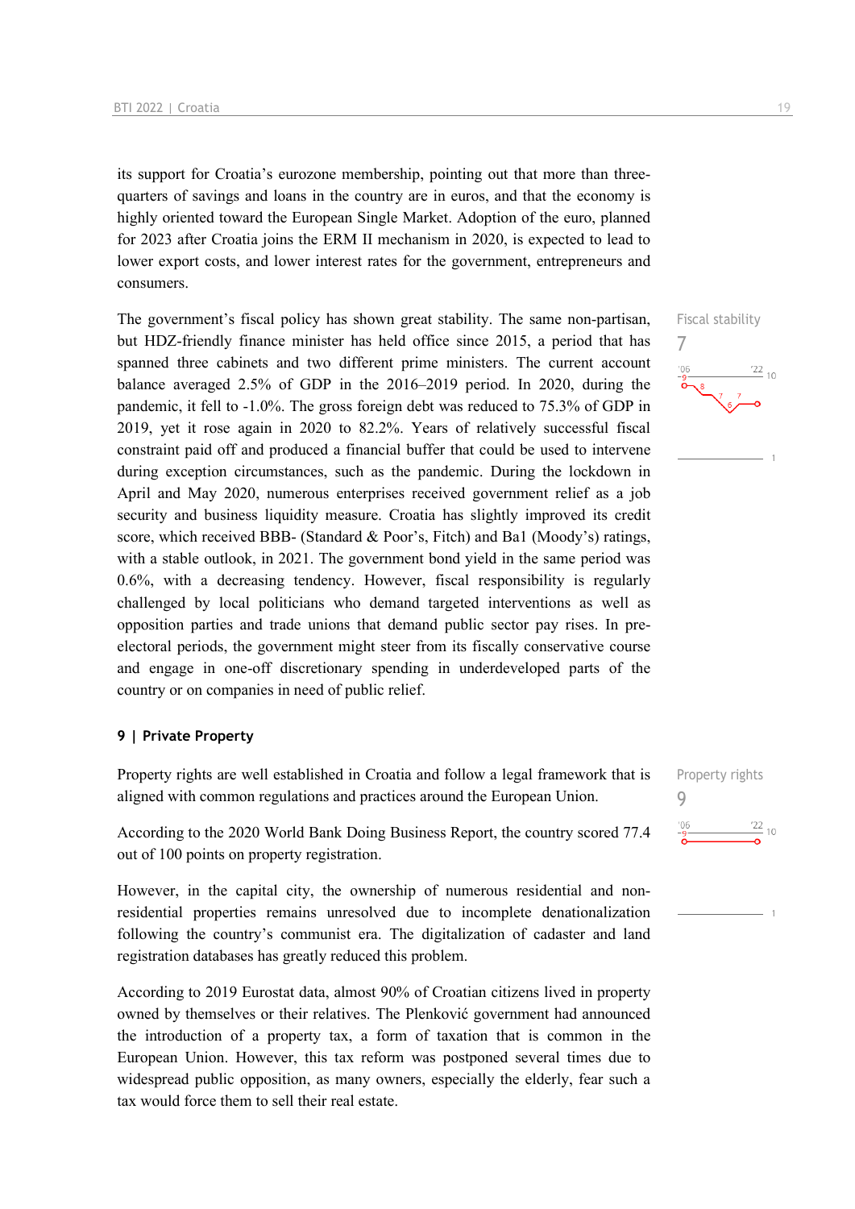its support for Croatia's eurozone membership, pointing out that more than three-quarters of savings and loans in the country are in euros, and that the economy is highly oriented toward the European Single Market. Adoption of the euro, planned for 2023 after Croatia joins the ERM II mechanism in 2020, is expected to lead to lower export costs, and lower interest rates for the government, entrepreneurs and consumers.

The government's fiscal policy has shown great stability. The same non-partisan, but HDZ-friendly finance minister has held office since 2015, a period that has spanned three cabinets and two different prime ministers. The current account balance averaged 2.5% of GDP in the 2016–2019 period. In 2020, during the pandemic, it fell to -1.0%. The gross foreign debt was reduced to 75.3% of GDP in 2019, yet it rose again in 2020 to 82.2%. Years of relatively successful fiscal constraint paid off and produced a financial buffer that could be used to intervene during exception circumstances, such as the pandemic. During the lockdown in April and May 2020, numerous enterprises received government relief as a job security and business liquidity measure. Croatia has slightly improved its credit score, which received BBB- (Standard & Poor's, Fitch) and Ba1 (Moody's) ratings, with a stable outlook, in 2021. The government bond yield in the same period was 0.6%, with a decreasing tendency. However, fiscal responsibility is regularly challenged by local politicians who demand targeted interventions as well as opposition parties and trade unions that demand public sector pay rises. In pre-electoral periods, the government might steer from its fiscally conservative course and engage in one-off discretionary spending in underdeveloped parts of the country or on companies in need of public relief.

Fiscal stability
7

## 9 | Private Property

Property rights are well established in Croatia and follow a legal framework that is aligned with common regulations and practices around the European Union.

Property rights
9

According to the 2020 World Bank Doing Business Report, the country scored 77.4 out of 100 points on property registration.

However, in the capital city, the ownership of numerous residential and non-residential properties remains unresolved due to incomplete denationalization following the country's communist era. The digitalization of cadaster and land registration databases has greatly reduced this problem.

According to 2019 Eurostat data, almost 90% of Croatian citizens lived in property owned by themselves or their relatives. The Plenković government had announced the introduction of a property tax, a form of taxation that is common in the European Union. However, this tax reform was postponed several times due to widespread public opposition, as many owners, especially the elderly, fear such a tax would force them to sell their real estate.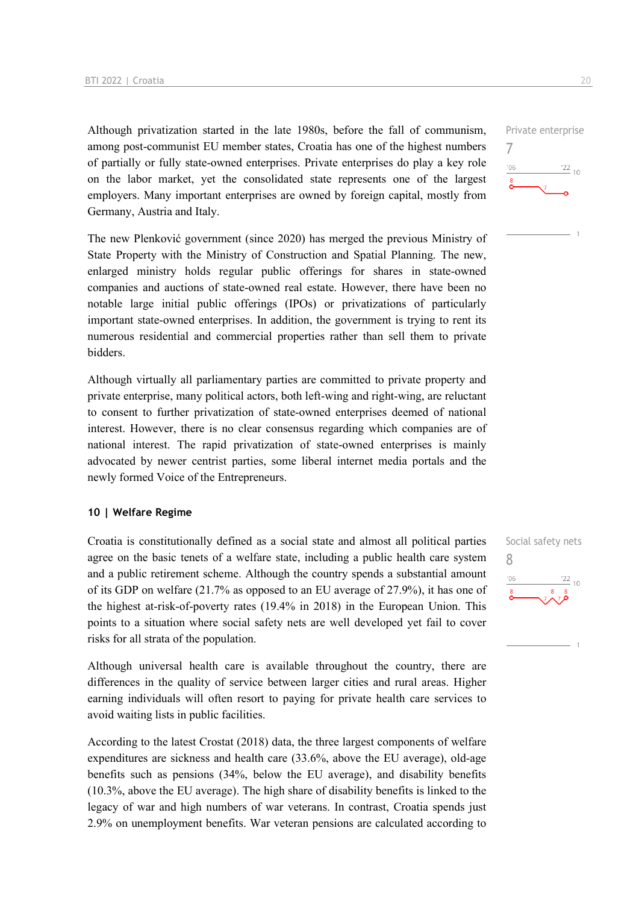Although privatization started in the late 1980s, before the fall of communism, among post-communist EU member states, Croatia has one of the highest numbers of partially or fully state-owned enterprises. Private enterprises do play a key role on the labor market, yet the consolidated state represents one of the largest employers. Many important enterprises are owned by foreign capital, mostly from Germany, Austria and Italy.

Private enterprise
7

The new Plenković government (since 2020) has merged the previous Ministry of State Property with the Ministry of Construction and Spatial Planning. The new, enlarged ministry holds regular public offerings for shares in state-owned companies and auctions of state-owned real estate. However, there have been no notable large initial public offerings (IPOs) or privatizations of particularly important state-owned enterprises. In addition, the government is trying to rent its numerous residential and commercial properties rather than sell them to private bidders.

Although virtually all parliamentary parties are committed to private property and private enterprise, many political actors, both left-wing and right-wing, are reluctant to consent to further privatization of state-owned enterprises deemed of national interest. However, there is no clear consensus regarding which companies are of national interest. The rapid privatization of state-owned enterprises is mainly advocated by newer centrist parties, some liberal internet media portals and the newly formed Voice of the Entrepreneurs.

## 10 | Welfare Regime

Croatia is constitutionally defined as a social state and almost all political parties agree on the basic tenets of a welfare state, including a public health care system and a public retirement scheme. Although the country spends a substantial amount of its GDP on welfare (21.7% as opposed to an EU average of 27.9%), it has one of the highest at-risk-of-poverty rates (19.4% in 2018) in the European Union. This points to a situation where social safety nets are well developed yet fail to cover risks for all strata of the population.

Social safety nets
8

Although universal health care is available throughout the country, there are differences in the quality of service between larger cities and rural areas. Higher earning individuals will often resort to paying for private health care services to avoid waiting lists in public facilities.

According to the latest Crostat (2018) data, the three largest components of welfare expenditures are sickness and health care (33.6%, above the EU average), old-age benefits such as pensions (34%, below the EU average), and disability benefits (10.3%, above the EU average). The high share of disability benefits is linked to the legacy of war and high numbers of war veterans. In contrast, Croatia spends just 2.9% on unemployment benefits. War veteran pensions are calculated according to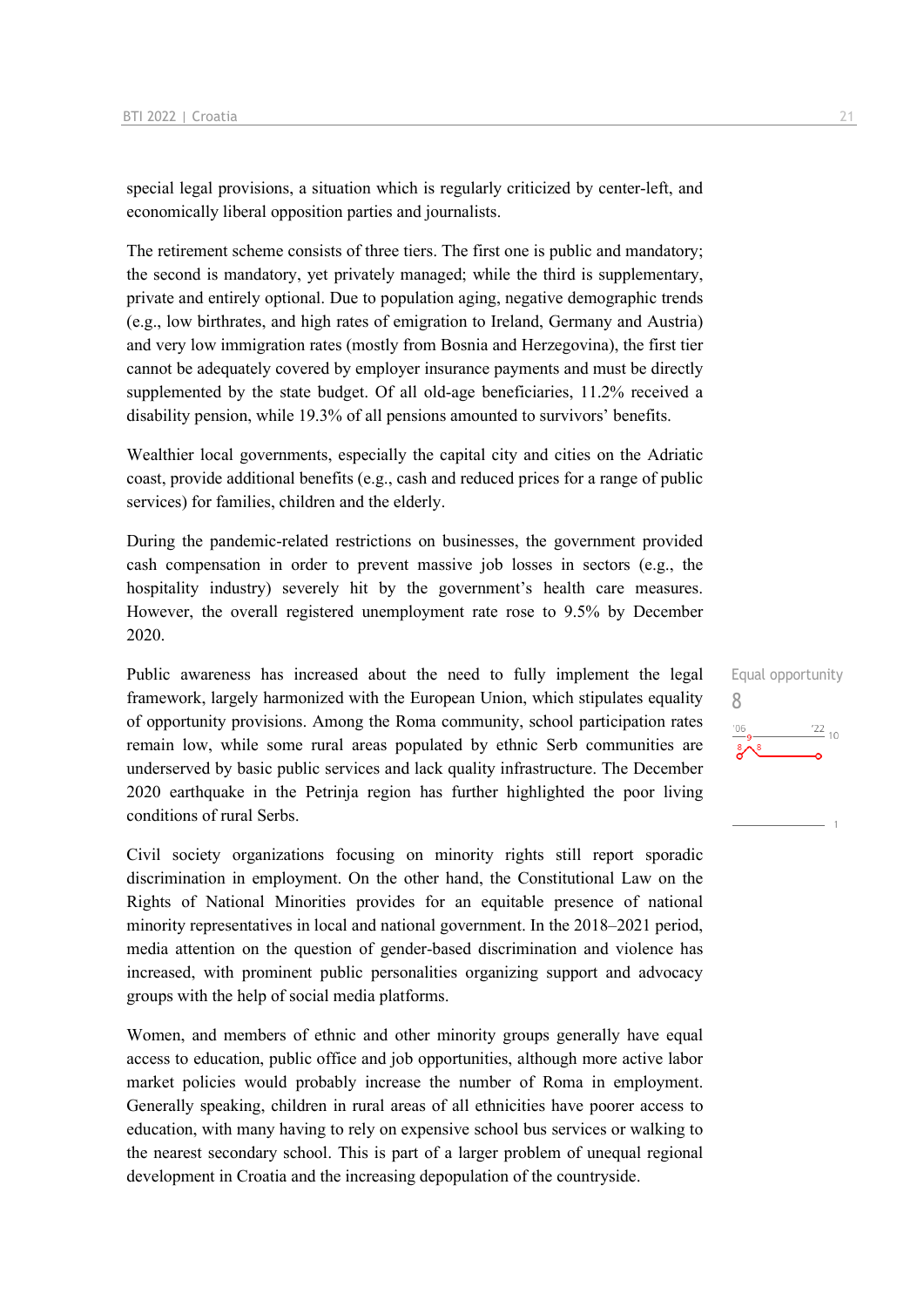special legal provisions, a situation which is regularly criticized by center-left, and economically liberal opposition parties and journalists.

The retirement scheme consists of three tiers. The first one is public and mandatory; the second is mandatory, yet privately managed; while the third is supplementary, private and entirely optional. Due to population aging, negative demographic trends (e.g., low birthrates, and high rates of emigration to Ireland, Germany and Austria) and very low immigration rates (mostly from Bosnia and Herzegovina), the first tier cannot be adequately covered by employer insurance payments and must be directly supplemented by the state budget. Of all old-age beneficiaries, 11.2% received a disability pension, while 19.3% of all pensions amounted to survivors' benefits.

Wealthier local governments, especially the capital city and cities on the Adriatic coast, provide additional benefits (e.g., cash and reduced prices for a range of public services) for families, children and the elderly.

During the pandemic-related restrictions on businesses, the government provided cash compensation in order to prevent massive job losses in sectors (e.g., the hospitality industry) severely hit by the government's health care measures. However, the overall registered unemployment rate rose to 9.5% by December 2020.

Equal opportunity

8

Public awareness has increased about the need to fully implement the legal framework, largely harmonized with the European Union, which stipulates equality of opportunity provisions. Among the Roma community, school participation rates remain low, while some rural areas populated by ethnic Serb communities are underserved by basic public services and lack quality infrastructure. The December 2020 earthquake in the Petrinja region has further highlighted the poor living conditions of rural Serbs.

Civil society organizations focusing on minority rights still report sporadic discrimination in employment. On the other hand, the Constitutional Law on the Rights of National Minorities provides for an equitable presence of national minority representatives in local and national government. In the 2018–2021 period, media attention on the question of gender-based discrimination and violence has increased, with prominent public personalities organizing support and advocacy groups with the help of social media platforms.

Women, and members of ethnic and other minority groups generally have equal access to education, public office and job opportunities, although more active labor market policies would probably increase the number of Roma in employment. Generally speaking, children in rural areas of all ethnicities have poorer access to education, with many having to rely on expensive school bus services or walking to the nearest secondary school. This is part of a larger problem of unequal regional development in Croatia and the increasing depopulation of the countryside.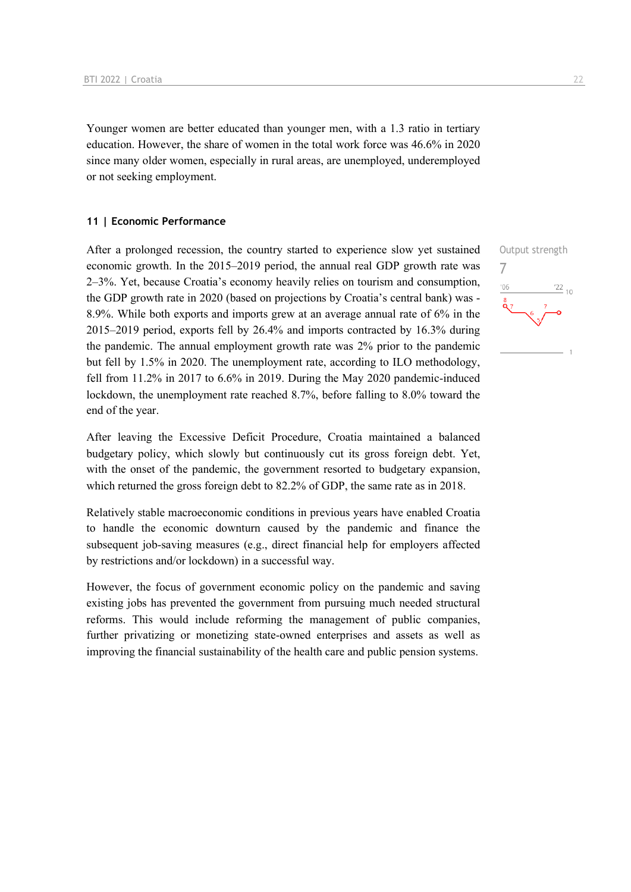Younger women are better educated than younger men, with a 1.3 ratio in tertiary education. However, the share of women in the total work force was 46.6% in 2020 since many older women, especially in rural areas, are unemployed, underemployed or not seeking employment.

## 11 | Economic Performance

Output strength
7

After a prolonged recession, the country started to experience slow yet sustained economic growth. In the 2015–2019 period, the annual real GDP growth rate was 2–3%. Yet, because Croatia's economy heavily relies on tourism and consumption, the GDP growth rate in 2020 (based on projections by Croatia's central bank) was -8.9%. While both exports and imports grew at an average annual rate of 6% in the 2015–2019 period, exports fell by 26.4% and imports contracted by 16.3% during the pandemic. The annual employment growth rate was 2% prior to the pandemic but fell by 1.5% in 2020. The unemployment rate, according to ILO methodology, fell from 11.2% in 2017 to 6.6% in 2019. During the May 2020 pandemic-induced lockdown, the unemployment rate reached 8.7%, before falling to 8.0% toward the end of the year.

After leaving the Excessive Deficit Procedure, Croatia maintained a balanced budgetary policy, which slowly but continuously cut its gross foreign debt. Yet, with the onset of the pandemic, the government resorted to budgetary expansion, which returned the gross foreign debt to 82.2% of GDP, the same rate as in 2018.

Relatively stable macroeconomic conditions in previous years have enabled Croatia to handle the economic downturn caused by the pandemic and finance the subsequent job-saving measures (e.g., direct financial help for employers affected by restrictions and/or lockdown) in a successful way.

However, the focus of government economic policy on the pandemic and saving existing jobs has prevented the government from pursuing much needed structural reforms. This would include reforming the management of public companies, further privatizing or monetizing state-owned enterprises and assets as well as improving the financial sustainability of the health care and public pension systems.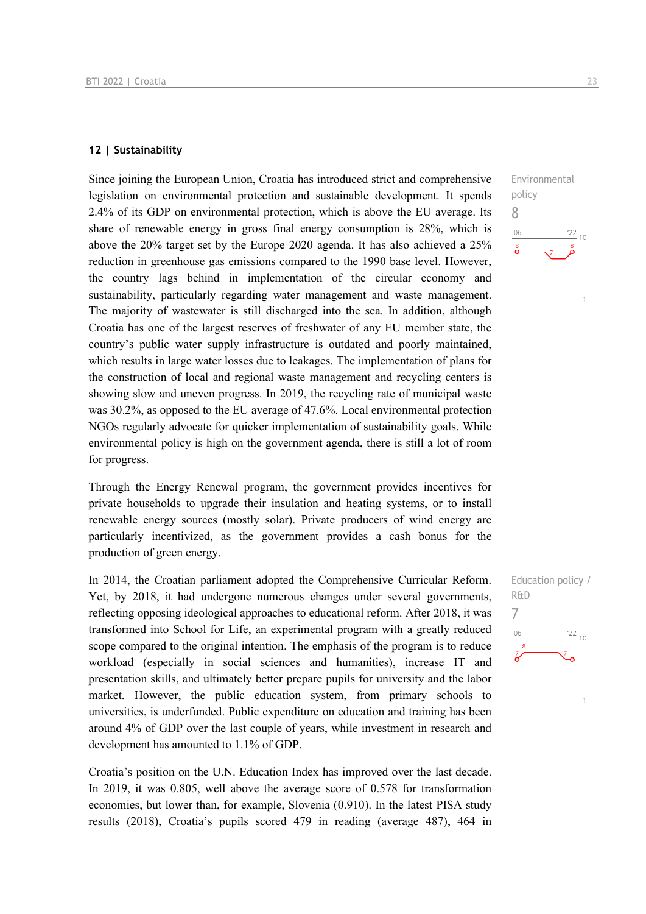## 12 | Sustainability

Environmental policy
8

Since joining the European Union, Croatia has introduced strict and comprehensive legislation on environmental protection and sustainable development. It spends 2.4% of its GDP on environmental protection, which is above the EU average. Its share of renewable energy in gross final energy consumption is 28%, which is above the 20% target set by the Europe 2020 agenda. It has also achieved a 25% reduction in greenhouse gas emissions compared to the 1990 base level. However, the country lags behind in implementation of the circular economy and sustainability, particularly regarding water management and waste management. The majority of wastewater is still discharged into the sea. In addition, although Croatia has one of the largest reserves of freshwater of any EU member state, the country's public water supply infrastructure is outdated and poorly maintained, which results in large water losses due to leakages. The implementation of plans for the construction of local and regional waste management and recycling centers is showing slow and uneven progress. In 2019, the recycling rate of municipal waste was 30.2%, as opposed to the EU average of 47.6%. Local environmental protection NGOs regularly advocate for quicker implementation of sustainability goals. While environmental policy is high on the government agenda, there is still a lot of room for progress.

Through the Energy Renewal program, the government provides incentives for private households to upgrade their insulation and heating systems, or to install renewable energy sources (mostly solar). Private producers of wind energy are particularly incentivized, as the government provides a cash bonus for the production of green energy.

Education policy / R&D
7

In 2014, the Croatian parliament adopted the Comprehensive Curricular Reform. Yet, by 2018, it had undergone numerous changes under several governments, reflecting opposing ideological approaches to educational reform. After 2018, it was transformed into School for Life, an experimental program with a greatly reduced scope compared to the original intention. The emphasis of the program is to reduce workload (especially in social sciences and humanities), increase IT and presentation skills, and ultimately better prepare pupils for university and the labor market. However, the public education system, from primary schools to universities, is underfunded. Public expenditure on education and training has been around 4% of GDP over the last couple of years, while investment in research and development has amounted to 1.1% of GDP.

Croatia's position on the U.N. Education Index has improved over the last decade. In 2019, it was 0.805, well above the average score of 0.578 for transformation economies, but lower than, for example, Slovenia (0.910). In the latest PISA study results (2018), Croatia's pupils scored 479 in reading (average 487), 464 in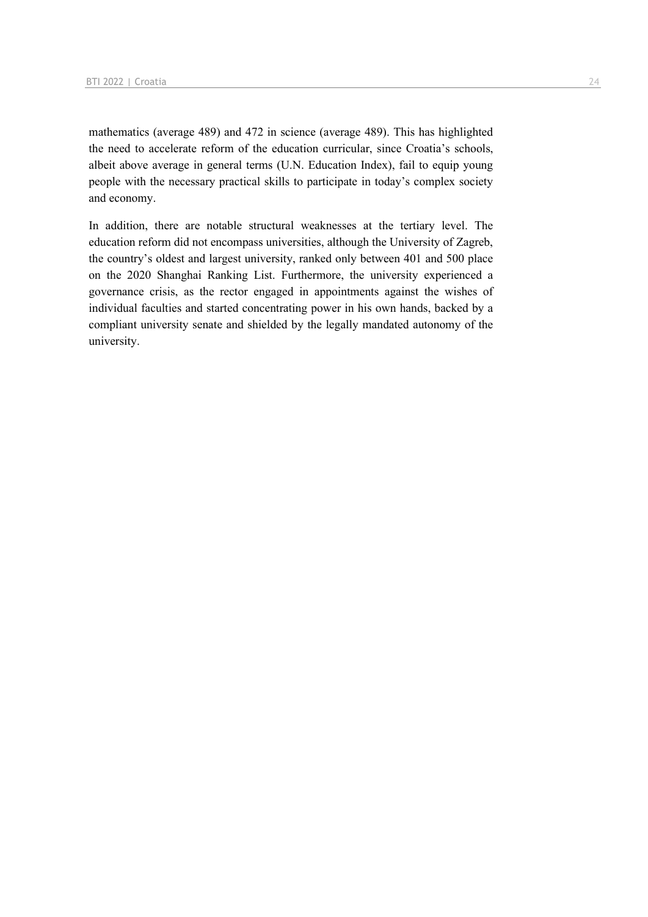mathematics (average 489) and 472 in science (average 489). This has highlighted the need to accelerate reform of the education curricular, since Croatia's schools, albeit above average in general terms (U.N. Education Index), fail to equip young people with the necessary practical skills to participate in today's complex society and economy.

In addition, there are notable structural weaknesses at the tertiary level. The education reform did not encompass universities, although the University of Zagreb, the country's oldest and largest university, ranked only between 401 and 500 place on the 2020 Shanghai Ranking List. Furthermore, the university experienced a governance crisis, as the rector engaged in appointments against the wishes of individual faculties and started concentrating power in his own hands, backed by a compliant university senate and shielded by the legally mandated autonomy of the university.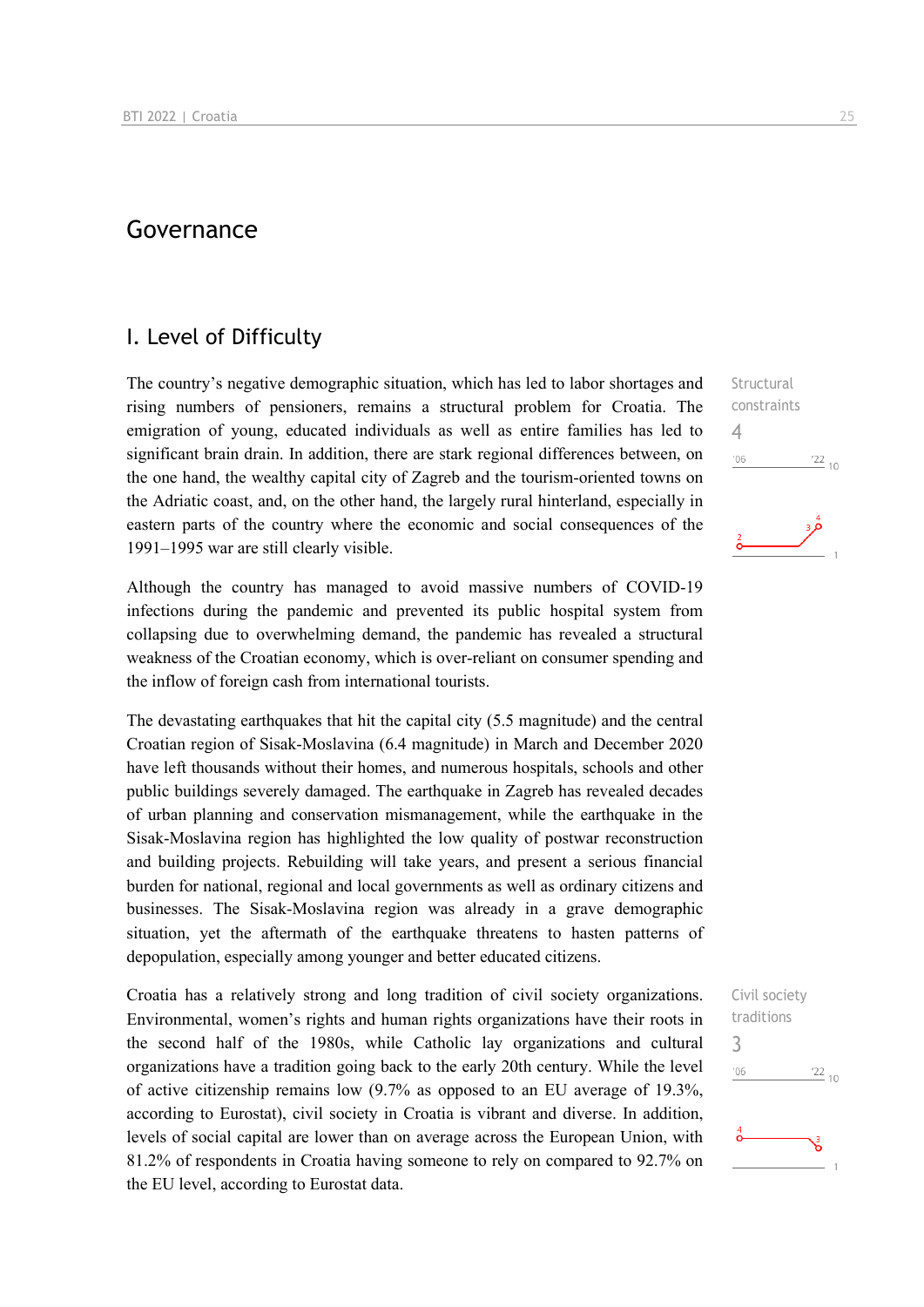# Governance

## I. Level of Difficulty

The country's negative demographic situation, which has led to labor shortages and rising numbers of pensioners, remains a structural problem for Croatia. The emigration of young, educated individuals as well as entire families has led to significant brain drain. In addition, there are stark regional differences between, on the one hand, the wealthy capital city of Zagreb and the tourism-oriented towns on the Adriatic coast, and, on the other hand, the largely rural hinterland, especially in eastern parts of the country where the economic and social consequences of the 1991–1995 war are still clearly visible.

Structural constraints
4

Although the country has managed to avoid massive numbers of COVID-19 infections during the pandemic and prevented its public hospital system from collapsing due to overwhelming demand, the pandemic has revealed a structural weakness of the Croatian economy, which is over-reliant on consumer spending and the inflow of foreign cash from international tourists.

The devastating earthquakes that hit the capital city (5.5 magnitude) and the central Croatian region of Sisak-Moslavina (6.4 magnitude) in March and December 2020 have left thousands without their homes, and numerous hospitals, schools and other public buildings severely damaged. The earthquake in Zagreb has revealed decades of urban planning and conservation mismanagement, while the earthquake in the Sisak-Moslavina region has highlighted the low quality of postwar reconstruction and building projects. Rebuilding will take years, and present a serious financial burden for national, regional and local governments as well as ordinary citizens and businesses. The Sisak-Moslavina region was already in a grave demographic situation, yet the aftermath of the earthquake threatens to hasten patterns of depopulation, especially among younger and better educated citizens.

Croatia has a relatively strong and long tradition of civil society organizations. Environmental, women's rights and human rights organizations have their roots in the second half of the 1980s, while Catholic lay organizations and cultural organizations have a tradition going back to the early 20th century. While the level of active citizenship remains low (9.7% as opposed to an EU average of 19.3%, according to Eurostat), civil society in Croatia is vibrant and diverse. In addition, levels of social capital are lower than on average across the European Union, with 81.2% of respondents in Croatia having someone to rely on compared to 92.7% on the EU level, according to Eurostat data.

Civil society traditions
3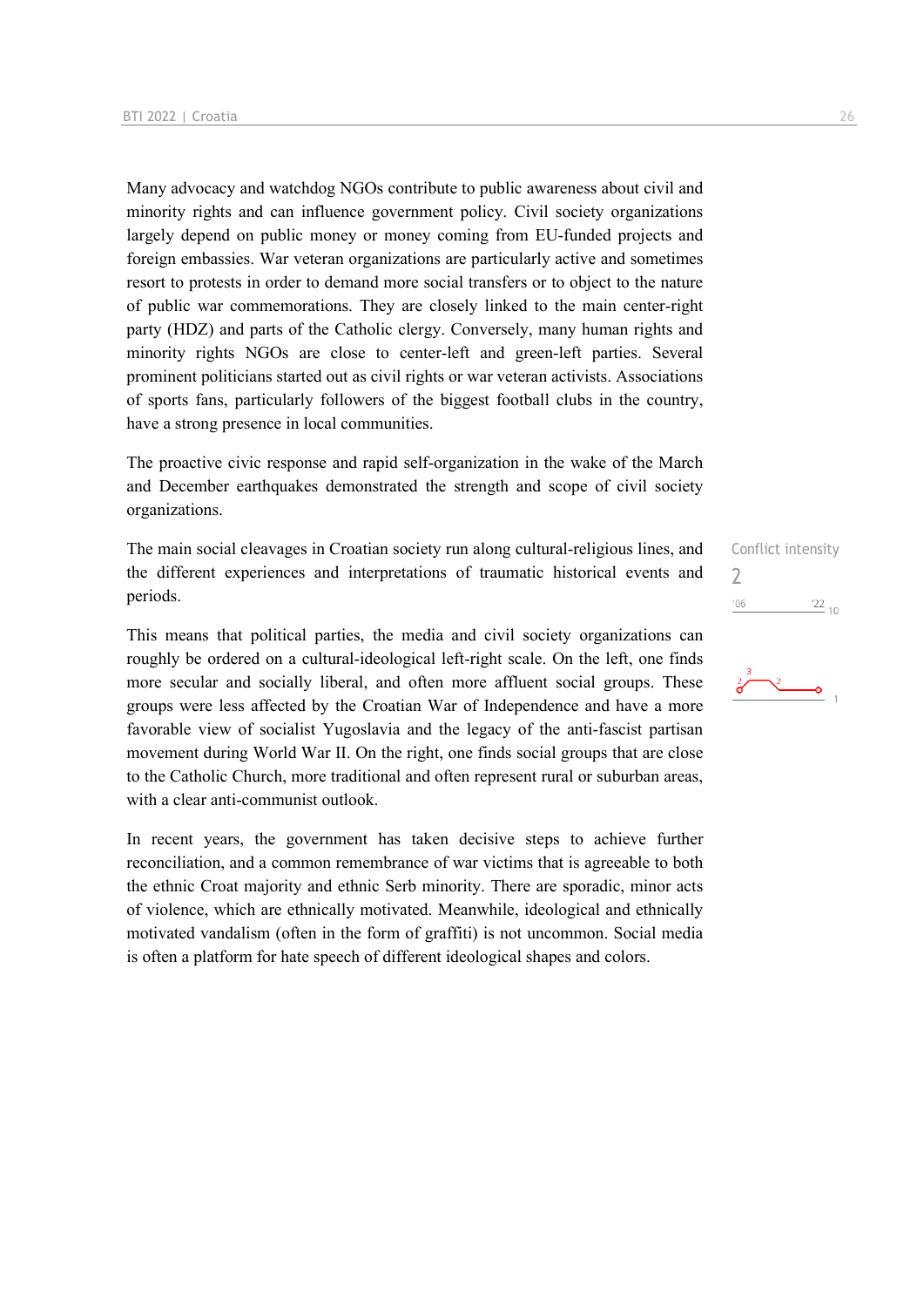Many advocacy and watchdog NGOs contribute to public awareness about civil and minority rights and can influence government policy. Civil society organizations largely depend on public money or money coming from EU-funded projects and foreign embassies. War veteran organizations are particularly active and sometimes resort to protests in order to demand more social transfers or to object to the nature of public war commemorations. They are closely linked to the main center-right party (HDZ) and parts of the Catholic clergy. Conversely, many human rights and minority rights NGOs are close to center-left and green-left parties. Several prominent politicians started out as civil rights or war veteran activists. Associations of sports fans, particularly followers of the biggest football clubs in the country, have a strong presence in local communities.

The proactive civic response and rapid self-organization in the wake of the March and December earthquakes demonstrated the strength and scope of civil society organizations.

Conflict intensity
2

The main social cleavages in Croatian society run along cultural-religious lines, and the different experiences and interpretations of traumatic historical events and periods.

This means that political parties, the media and civil society organizations can roughly be ordered on a cultural-ideological left-right scale. On the left, one finds more secular and socially liberal, and often more affluent social groups. These groups were less affected by the Croatian War of Independence and have a more favorable view of socialist Yugoslavia and the legacy of the anti-fascist partisan movement during World War II. On the right, one finds social groups that are close to the Catholic Church, more traditional and often represent rural or suburban areas, with a clear anti-communist outlook.

In recent years, the government has taken decisive steps to achieve further reconciliation, and a common remembrance of war victims that is agreeable to both the ethnic Croat majority and ethnic Serb minority. There are sporadic, minor acts of violence, which are ethnically motivated. Meanwhile, ideological and ethnically motivated vandalism (often in the form of graffiti) is not uncommon. Social media is often a platform for hate speech of different ideological shapes and colors.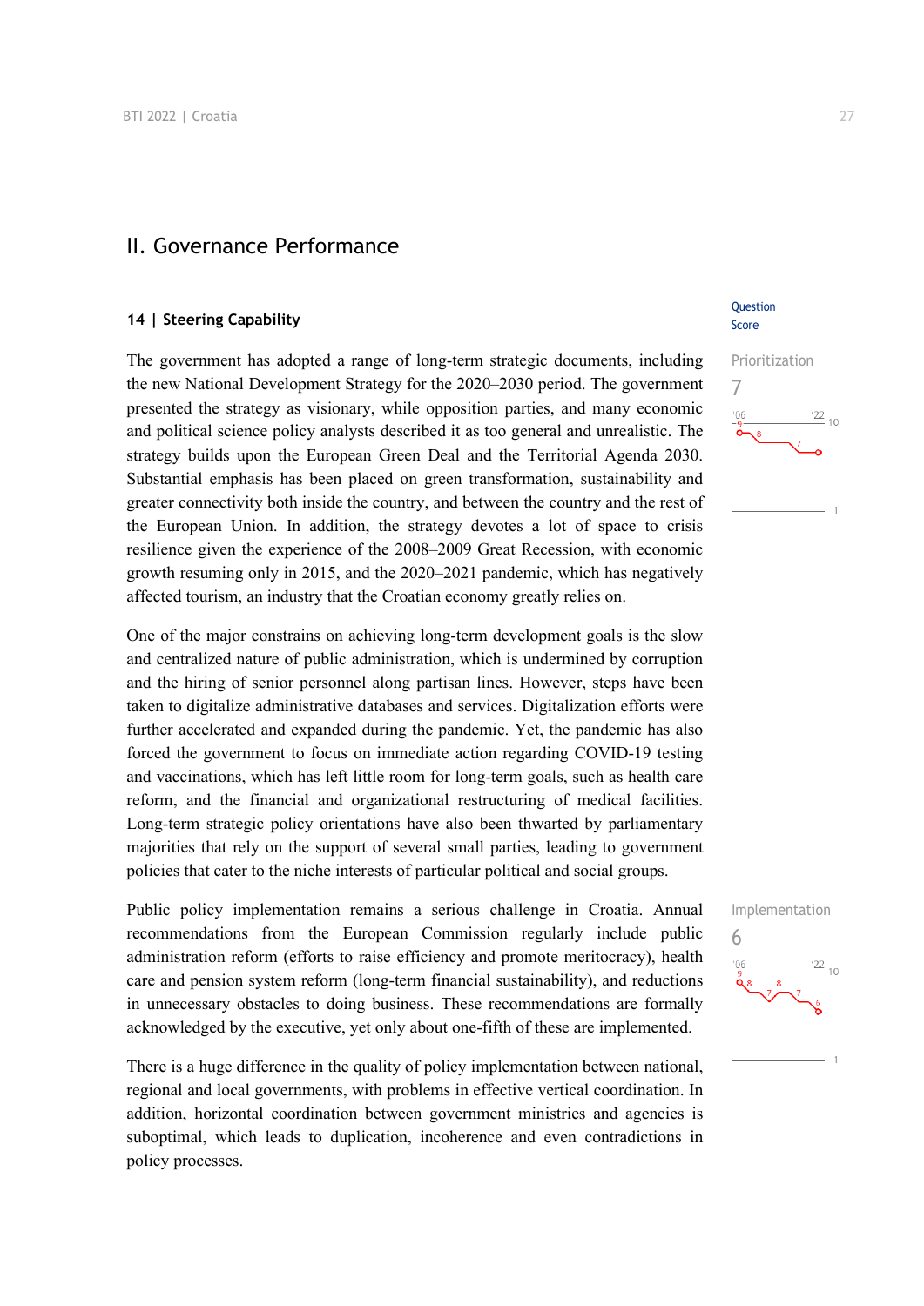## II. Governance Performance

### 14 | Steering Capability

Question Score

Prioritization

7

The government has adopted a range of long-term strategic documents, including the new National Development Strategy for the 2020–2030 period. The government presented the strategy as visionary, while opposition parties, and many economic and political science policy analysts described it as too general and unrealistic. The strategy builds upon the European Green Deal and the Territorial Agenda 2030. Substantial emphasis has been placed on green transformation, sustainability and greater connectivity both inside the country, and between the country and the rest of the European Union. In addition, the strategy devotes a lot of space to crisis resilience given the experience of the 2008–2009 Great Recession, with economic growth resuming only in 2015, and the 2020–2021 pandemic, which has negatively affected tourism, an industry that the Croatian economy greatly relies on.

One of the major constrains on achieving long-term development goals is the slow and centralized nature of public administration, which is undermined by corruption and the hiring of senior personnel along partisan lines. However, steps have been taken to digitalize administrative databases and services. Digitalization efforts were further accelerated and expanded during the pandemic. Yet, the pandemic has also forced the government to focus on immediate action regarding COVID-19 testing and vaccinations, which has left little room for long-term goals, such as health care reform, and the financial and organizational restructuring of medical facilities. Long-term strategic policy orientations have also been thwarted by parliamentary majorities that rely on the support of several small parties, leading to government policies that cater to the niche interests of particular political and social groups.

Implementation

6

Public policy implementation remains a serious challenge in Croatia. Annual recommendations from the European Commission regularly include public administration reform (efforts to raise efficiency and promote meritocracy), health care and pension system reform (long-term financial sustainability), and reductions in unnecessary obstacles to doing business. These recommendations are formally acknowledged by the executive, yet only about one-fifth of these are implemented.

There is a huge difference in the quality of policy implementation between national, regional and local governments, with problems in effective vertical coordination. In addition, horizontal coordination between government ministries and agencies is suboptimal, which leads to duplication, incoherence and even contradictions in policy processes.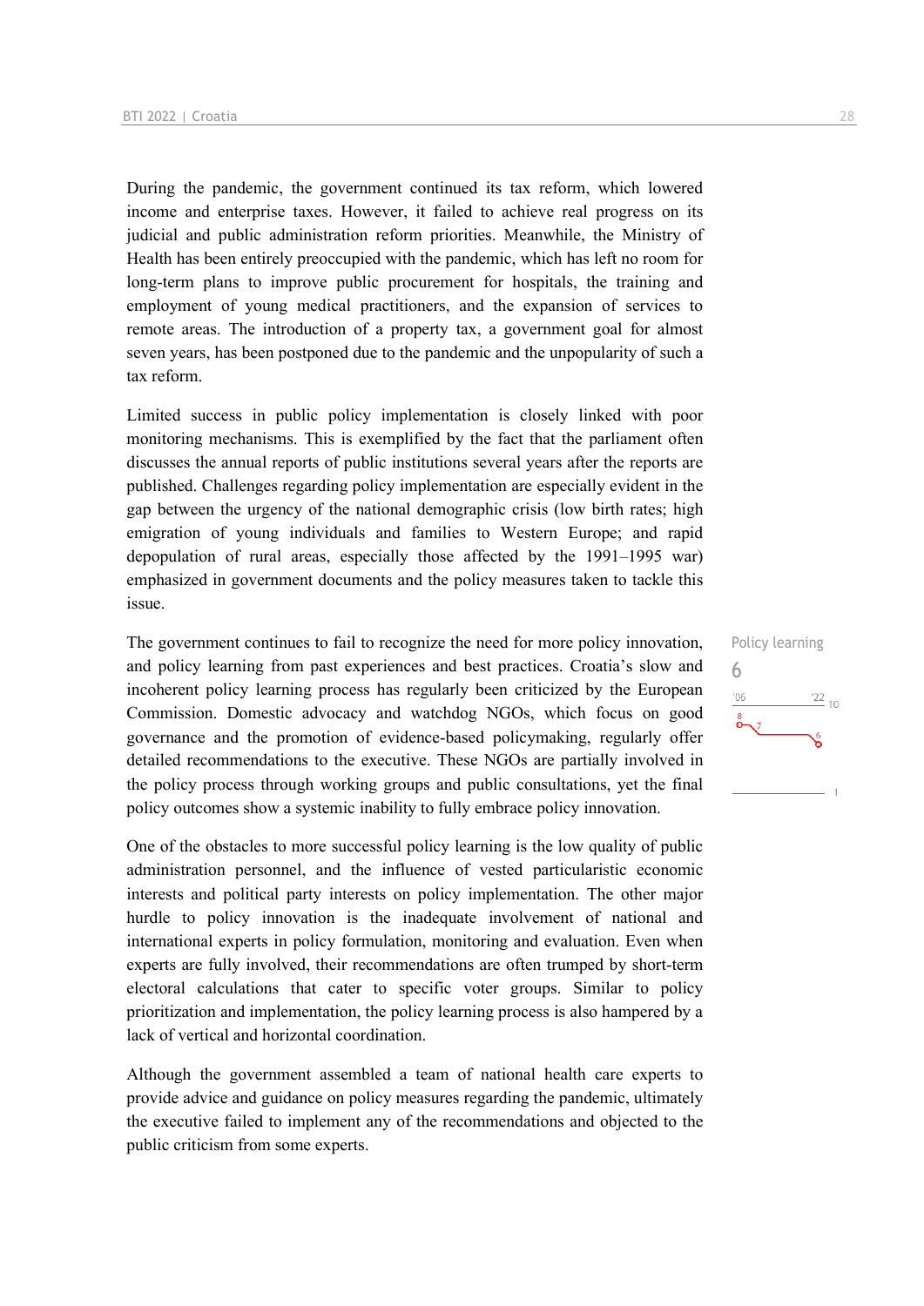During the pandemic, the government continued its tax reform, which lowered income and enterprise taxes. However, it failed to achieve real progress on its judicial and public administration reform priorities. Meanwhile, the Ministry of Health has been entirely preoccupied with the pandemic, which has left no room for long-term plans to improve public procurement for hospitals, the training and employment of young medical practitioners, and the expansion of services to remote areas. The introduction of a property tax, a government goal for almost seven years, has been postponed due to the pandemic and the unpopularity of such a tax reform.

Limited success in public policy implementation is closely linked with poor monitoring mechanisms. This is exemplified by the fact that the parliament often discusses the annual reports of public institutions several years after the reports are published. Challenges regarding policy implementation are especially evident in the gap between the urgency of the national demographic crisis (low birth rates; high emigration of young individuals and families to Western Europe; and rapid depopulation of rural areas, especially those affected by the 1991–1995 war) emphasized in government documents and the policy measures taken to tackle this issue.

Policy learning
6

The government continues to fail to recognize the need for more policy innovation, and policy learning from past experiences and best practices. Croatia's slow and incoherent policy learning process has regularly been criticized by the European Commission. Domestic advocacy and watchdog NGOs, which focus on good governance and the promotion of evidence-based policymaking, regularly offer detailed recommendations to the executive. These NGOs are partially involved in the policy process through working groups and public consultations, yet the final policy outcomes show a systemic inability to fully embrace policy innovation.

One of the obstacles to more successful policy learning is the low quality of public administration personnel, and the influence of vested particularistic economic interests and political party interests on policy implementation. The other major hurdle to policy innovation is the inadequate involvement of national and international experts in policy formulation, monitoring and evaluation. Even when experts are fully involved, their recommendations are often trumped by short-term electoral calculations that cater to specific voter groups. Similar to policy prioritization and implementation, the policy learning process is also hampered by a lack of vertical and horizontal coordination.

Although the government assembled a team of national health care experts to provide advice and guidance on policy measures regarding the pandemic, ultimately the executive failed to implement any of the recommendations and objected to the public criticism from some experts.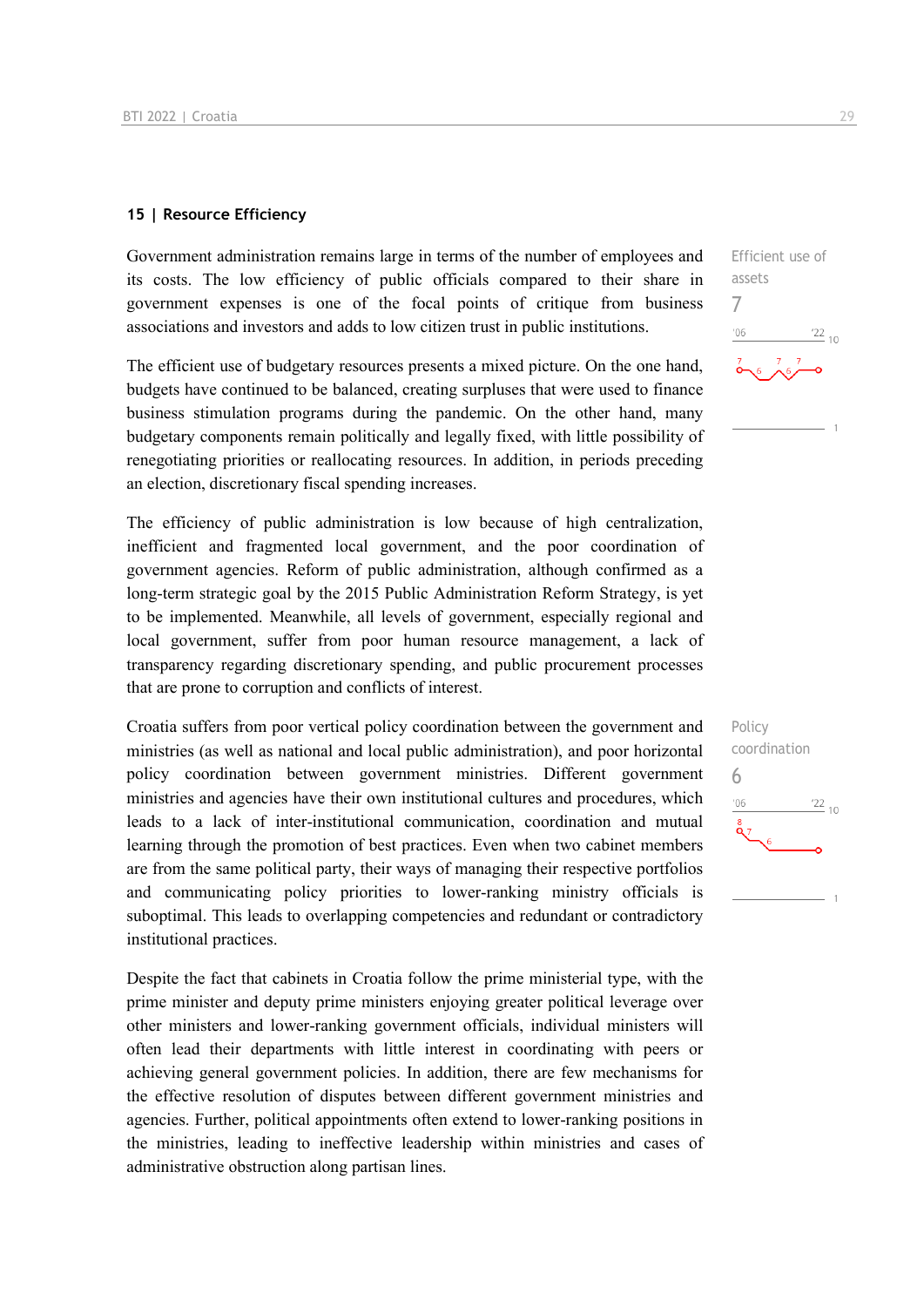## 15 | Resource Efficiency

Efficient use of assets

7

Government administration remains large in terms of the number of employees and its costs. The low efficiency of public officials compared to their share in government expenses is one of the focal points of critique from business associations and investors and adds to low citizen trust in public institutions.

The efficient use of budgetary resources presents a mixed picture. On the one hand, budgets have continued to be balanced, creating surpluses that were used to finance business stimulation programs during the pandemic. On the other hand, many budgetary components remain politically and legally fixed, with little possibility of renegotiating priorities or reallocating resources. In addition, in periods preceding an election, discretionary fiscal spending increases.

The efficiency of public administration is low because of high centralization, inefficient and fragmented local government, and the poor coordination of government agencies. Reform of public administration, although confirmed as a long-term strategic goal by the 2015 Public Administration Reform Strategy, is yet to be implemented. Meanwhile, all levels of government, especially regional and local government, suffer from poor human resource management, a lack of transparency regarding discretionary spending, and public procurement processes that are prone to corruption and conflicts of interest.

Policy coordination

6

Croatia suffers from poor vertical policy coordination between the government and ministries (as well as national and local public administration), and poor horizontal policy coordination between government ministries. Different government ministries and agencies have their own institutional cultures and procedures, which leads to a lack of inter-institutional communication, coordination and mutual learning through the promotion of best practices. Even when two cabinet members are from the same political party, their ways of managing their respective portfolios and communicating policy priorities to lower-ranking ministry officials is suboptimal. This leads to overlapping competencies and redundant or contradictory institutional practices.

Despite the fact that cabinets in Croatia follow the prime ministerial type, with the prime minister and deputy prime ministers enjoying greater political leverage over other ministers and lower-ranking government officials, individual ministers will often lead their departments with little interest in coordinating with peers or achieving general government policies. In addition, there are few mechanisms for the effective resolution of disputes between different government ministries and agencies. Further, political appointments often extend to lower-ranking positions in the ministries, leading to ineffective leadership within ministries and cases of administrative obstruction along partisan lines.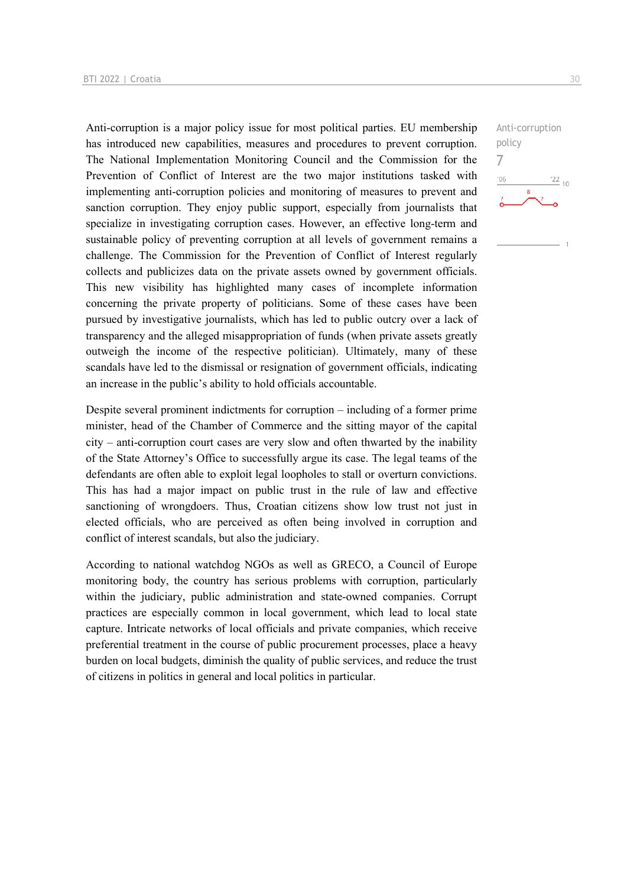Anti-corruption is a major policy issue for most political parties. EU membership has introduced new capabilities, measures and procedures to prevent corruption. The National Implementation Monitoring Council and the Commission for the Prevention of Conflict of Interest are the two major institutions tasked with implementing anti-corruption policies and monitoring of measures to prevent and sanction corruption. They enjoy public support, especially from journalists that specialize in investigating corruption cases. However, an effective long-term and sustainable policy of preventing corruption at all levels of government remains a challenge. The Commission for the Prevention of Conflict of Interest regularly collects and publicizes data on the private assets owned by government officials. This new visibility has highlighted many cases of incomplete information concerning the private property of politicians. Some of these cases have been pursued by investigative journalists, which has led to public outcry over a lack of transparency and the alleged misappropriation of funds (when private assets greatly outweigh the income of the respective politician). Ultimately, many of these scandals have led to the dismissal or resignation of government officials, indicating an increase in the public's ability to hold officials accountable.

Anti-corruption policy
7

Despite several prominent indictments for corruption – including of a former prime minister, head of the Chamber of Commerce and the sitting mayor of the capital city – anti-corruption court cases are very slow and often thwarted by the inability of the State Attorney's Office to successfully argue its case. The legal teams of the defendants are often able to exploit legal loopholes to stall or overturn convictions. This has had a major impact on public trust in the rule of law and effective sanctioning of wrongdoers. Thus, Croatian citizens show low trust not just in elected officials, who are perceived as often being involved in corruption and conflict of interest scandals, but also the judiciary.

According to national watchdog NGOs as well as GRECO, a Council of Europe monitoring body, the country has serious problems with corruption, particularly within the judiciary, public administration and state-owned companies. Corrupt practices are especially common in local government, which lead to local state capture. Intricate networks of local officials and private companies, which receive preferential treatment in the course of public procurement processes, place a heavy burden on local budgets, diminish the quality of public services, and reduce the trust of citizens in politics in general and local politics in particular.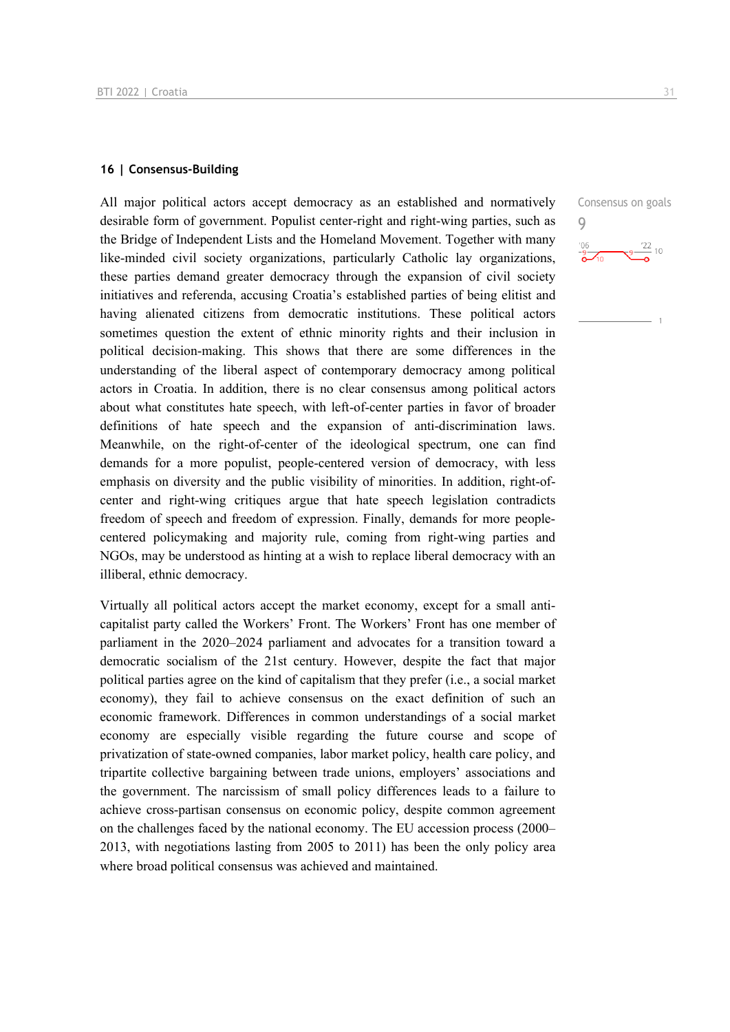## 16 | Consensus-Building

Consensus on goals

9

All major political actors accept democracy as an established and normatively desirable form of government. Populist center-right and right-wing parties, such as the Bridge of Independent Lists and the Homeland Movement. Together with many like-minded civil society organizations, particularly Catholic lay organizations, these parties demand greater democracy through the expansion of civil society initiatives and referenda, accusing Croatia's established parties of being elitist and having alienated citizens from democratic institutions. These political actors sometimes question the extent of ethnic minority rights and their inclusion in political decision-making. This shows that there are some differences in the understanding of the liberal aspect of contemporary democracy among political actors in Croatia. In addition, there is no clear consensus among political actors about what constitutes hate speech, with left-of-center parties in favor of broader definitions of hate speech and the expansion of anti-discrimination laws. Meanwhile, on the right-of-center of the ideological spectrum, one can find demands for a more populist, people-centered version of democracy, with less emphasis on diversity and the public visibility of minorities. In addition, right-of-center and right-wing critiques argue that hate speech legislation contradicts freedom of speech and freedom of expression. Finally, demands for more people-centered policymaking and majority rule, coming from right-wing parties and NGOs, may be understood as hinting at a wish to replace liberal democracy with an illiberal, ethnic democracy.

Virtually all political actors accept the market economy, except for a small anti-capitalist party called the Workers' Front. The Workers' Front has one member of parliament in the 2020–2024 parliament and advocates for a transition toward a democratic socialism of the 21st century. However, despite the fact that major political parties agree on the kind of capitalism that they prefer (i.e., a social market economy), they fail to achieve consensus on the exact definition of such an economic framework. Differences in common understandings of a social market economy are especially visible regarding the future course and scope of privatization of state-owned companies, labor market policy, health care policy, and tripartite collective bargaining between trade unions, employers' associations and the government. The narcissism of small policy differences leads to a failure to achieve cross-partisan consensus on economic policy, despite common agreement on the challenges faced by the national economy. The EU accession process (2000–2013, with negotiations lasting from 2005 to 2011) has been the only policy area where broad political consensus was achieved and maintained.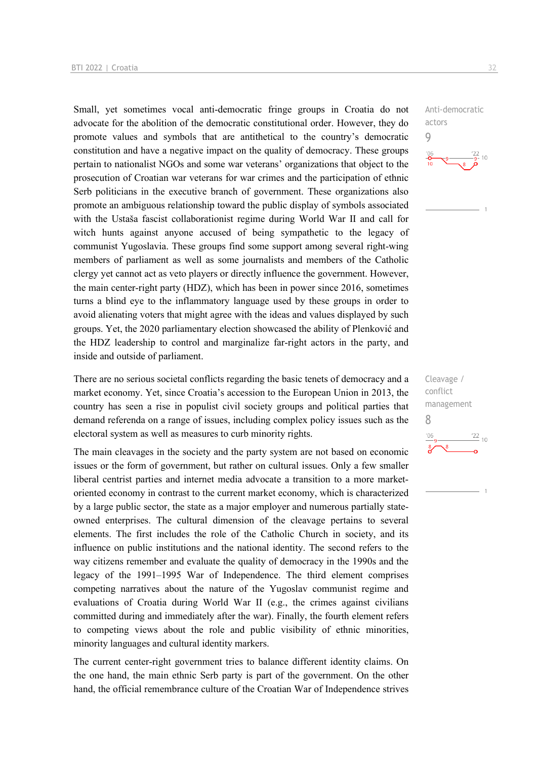Small, yet sometimes vocal anti-democratic fringe groups in Croatia do not advocate for the abolition of the democratic constitutional order. However, they do promote values and symbols that are antithetical to the country's democratic constitution and have a negative impact on the quality of democracy. These groups pertain to nationalist NGOs and some war veterans' organizations that object to the prosecution of Croatian war veterans for war crimes and the participation of ethnic Serb politicians in the executive branch of government. These organizations also promote an ambiguous relationship toward the public display of symbols associated with the Ustaša fascist collaborationist regime during World War II and call for witch hunts against anyone accused of being sympathetic to the legacy of communist Yugoslavia. These groups find some support among several right-wing members of parliament as well as some journalists and members of the Catholic clergy yet cannot act as veto players or directly influence the government. However, the main center-right party (HDZ), which has been in power since 2016, sometimes turns a blind eye to the inflammatory language used by these groups in order to avoid alienating voters that might agree with the ideas and values displayed by such groups. Yet, the 2020 parliamentary election showcased the ability of Plenković and the HDZ leadership to control and marginalize far-right actors in the party, and inside and outside of parliament.

Anti-democratic actors
9

There are no serious societal conflicts regarding the basic tenets of democracy and a market economy. Yet, since Croatia's accession to the European Union in 2013, the country has seen a rise in populist civil society groups and political parties that demand referenda on a range of issues, including complex policy issues such as the electoral system as well as measures to curb minority rights.

Cleavage / conflict management
8

The main cleavages in the society and the party system are not based on economic issues or the form of government, but rather on cultural issues. Only a few smaller liberal centrist parties and internet media advocate a transition to a more market-oriented economy in contrast to the current market economy, which is characterized by a large public sector, the state as a major employer and numerous partially state-owned enterprises. The cultural dimension of the cleavage pertains to several elements. The first includes the role of the Catholic Church in society, and its influence on public institutions and the national identity. The second refers to the way citizens remember and evaluate the quality of democracy in the 1990s and the legacy of the 1991–1995 War of Independence. The third element comprises competing narratives about the nature of the Yugoslav communist regime and evaluations of Croatia during World War II (e.g., the crimes against civilians committed during and immediately after the war). Finally, the fourth element refers to competing views about the role and public visibility of ethnic minorities, minority languages and cultural identity markers.

The current center-right government tries to balance different identity claims. On the one hand, the main ethnic Serb party is part of the government. On the other hand, the official remembrance culture of the Croatian War of Independence strives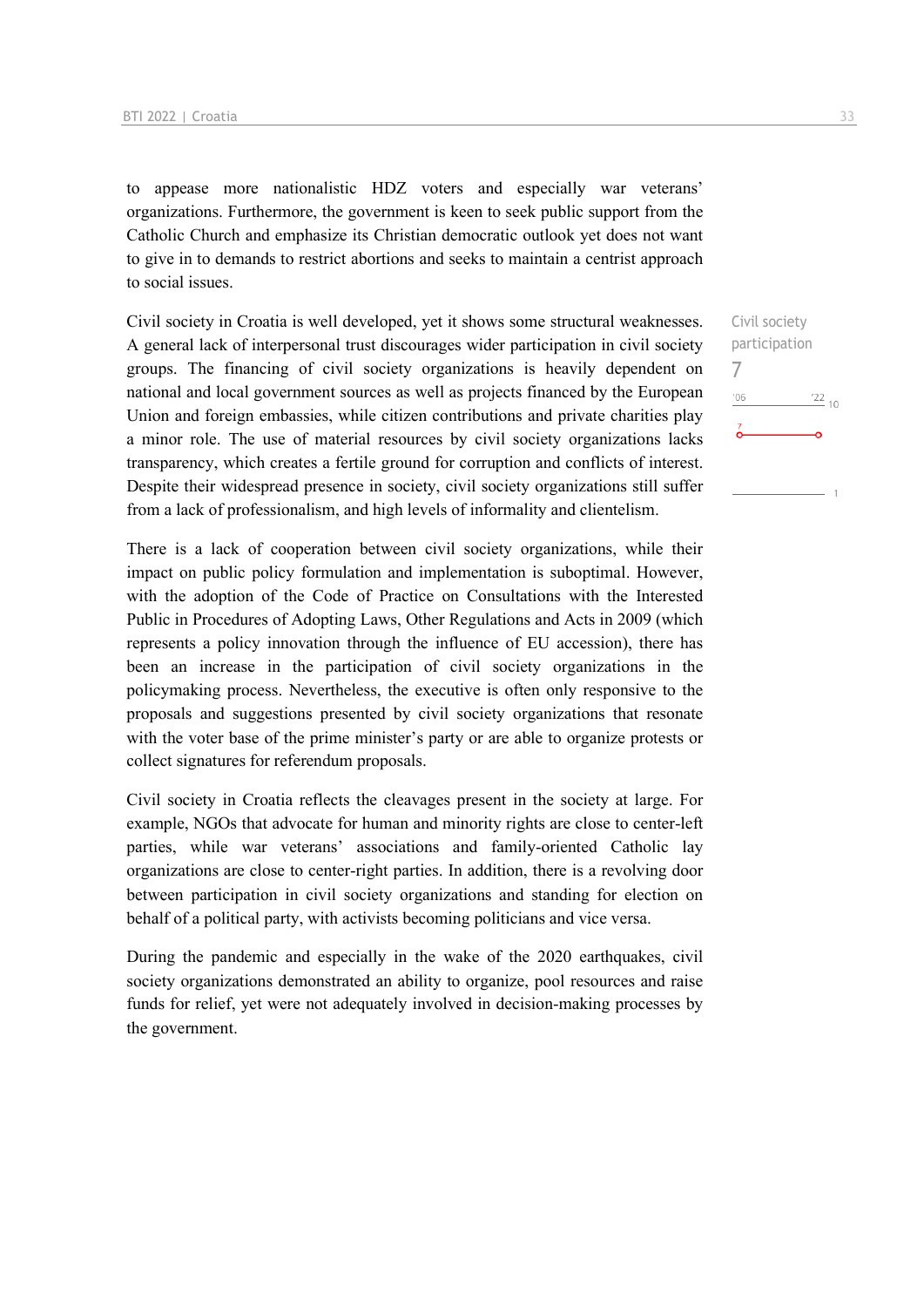to appease more nationalistic HDZ voters and especially war veterans' organizations. Furthermore, the government is keen to seek public support from the Catholic Church and emphasize its Christian democratic outlook yet does not want to give in to demands to restrict abortions and seeks to maintain a centrist approach to social issues.

Civil society participation
7

Civil society in Croatia is well developed, yet it shows some structural weaknesses. A general lack of interpersonal trust discourages wider participation in civil society groups. The financing of civil society organizations is heavily dependent on national and local government sources as well as projects financed by the European Union and foreign embassies, while citizen contributions and private charities play a minor role. The use of material resources by civil society organizations lacks transparency, which creates a fertile ground for corruption and conflicts of interest. Despite their widespread presence in society, civil society organizations still suffer from a lack of professionalism, and high levels of informality and clientelism.

There is a lack of cooperation between civil society organizations, while their impact on public policy formulation and implementation is suboptimal. However, with the adoption of the Code of Practice on Consultations with the Interested Public in Procedures of Adopting Laws, Other Regulations and Acts in 2009 (which represents a policy innovation through the influence of EU accession), there has been an increase in the participation of civil society organizations in the policymaking process. Nevertheless, the executive is often only responsive to the proposals and suggestions presented by civil society organizations that resonate with the voter base of the prime minister's party or are able to organize protests or collect signatures for referendum proposals.

Civil society in Croatia reflects the cleavages present in the society at large. For example, NGOs that advocate for human and minority rights are close to center-left parties, while war veterans' associations and family-oriented Catholic lay organizations are close to center-right parties. In addition, there is a revolving door between participation in civil society organizations and standing for election on behalf of a political party, with activists becoming politicians and vice versa.

During the pandemic and especially in the wake of the 2020 earthquakes, civil society organizations demonstrated an ability to organize, pool resources and raise funds for relief, yet were not adequately involved in decision-making processes by the government.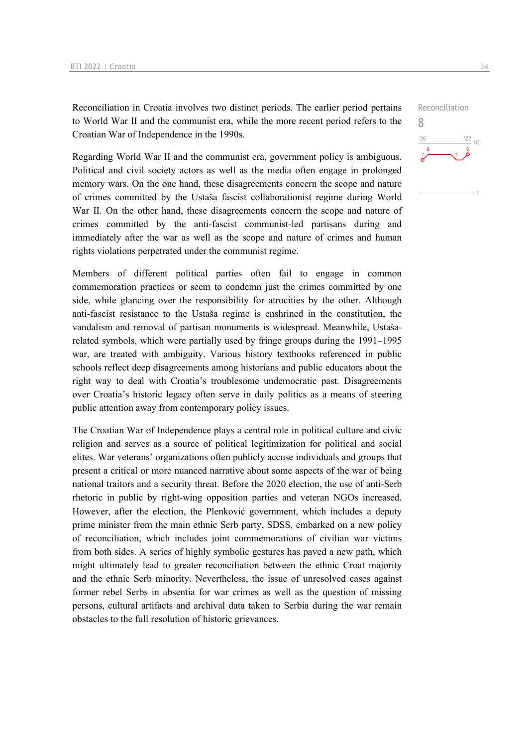Reconciliation in Croatia involves two distinct periods. The earlier period pertains to World War II and the communist era, while the more recent period refers to the Croatian War of Independence in the 1990s.

Reconciliation
8

Regarding World War II and the communist era, government policy is ambiguous. Political and civil society actors as well as the media often engage in prolonged memory wars. On the one hand, these disagreements concern the scope and nature of crimes committed by the Ustaša fascist collaborationist regime during World War II. On the other hand, these disagreements concern the scope and nature of crimes committed by the anti-fascist communist-led partisans during and immediately after the war as well as the scope and nature of crimes and human rights violations perpetrated under the communist regime.

Members of different political parties often fail to engage in common commemoration practices or seem to condemn just the crimes committed by one side, while glancing over the responsibility for atrocities by the other. Although anti-fascist resistance to the Ustaša regime is enshrined in the constitution, the vandalism and removal of partisan monuments is widespread. Meanwhile, Ustaša-related symbols, which were partially used by fringe groups during the 1991–1995 war, are treated with ambiguity. Various history textbooks referenced in public schools reflect deep disagreements among historians and public educators about the right way to deal with Croatia's troublesome undemocratic past. Disagreements over Croatia's historic legacy often serve in daily politics as a means of steering public attention away from contemporary policy issues.

The Croatian War of Independence plays a central role in political culture and civic religion and serves as a source of political legitimization for political and social elites. War veterans' organizations often publicly accuse individuals and groups that present a critical or more nuanced narrative about some aspects of the war of being national traitors and a security threat. Before the 2020 election, the use of anti-Serb rhetoric in public by right-wing opposition parties and veteran NGOs increased. However, after the election, the Plenković government, which includes a deputy prime minister from the main ethnic Serb party, SDSS, embarked on a new policy of reconciliation, which includes joint commemorations of civilian war victims from both sides. A series of highly symbolic gestures has paved a new path, which might ultimately lead to greater reconciliation between the ethnic Croat majority and the ethnic Serb minority. Nevertheless, the issue of unresolved cases against former rebel Serbs in absentia for war crimes as well as the question of missing persons, cultural artifacts and archival data taken to Serbia during the war remain obstacles to the full resolution of historic grievances.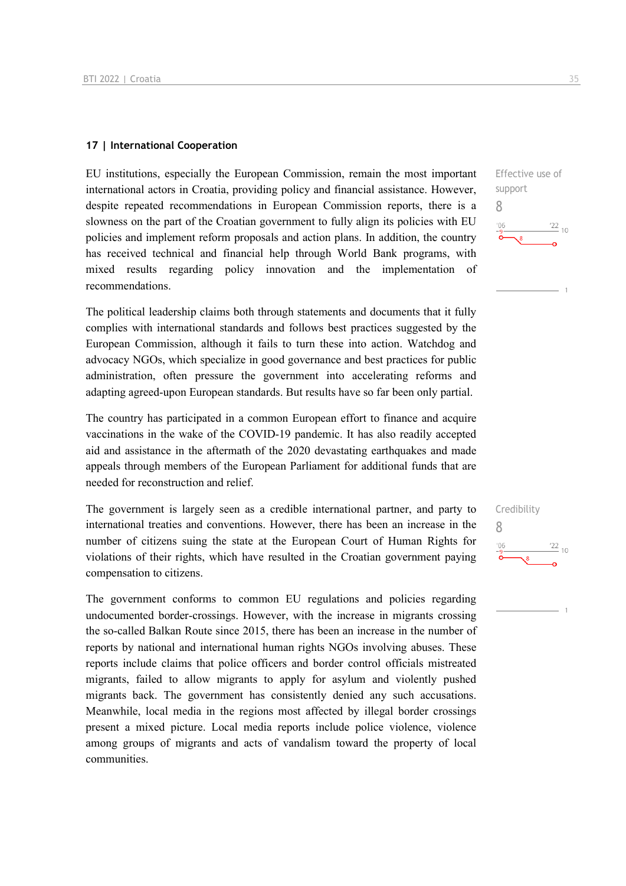## 17 | International Cooperation

Effective use of support

8

EU institutions, especially the European Commission, remain the most important international actors in Croatia, providing policy and financial assistance. However, despite repeated recommendations in European Commission reports, there is a slowness on the part of the Croatian government to fully align its policies with EU policies and implement reform proposals and action plans. In addition, the country has received technical and financial help through World Bank programs, with mixed results regarding policy innovation and the implementation of recommendations.

The political leadership claims both through statements and documents that it fully complies with international standards and follows best practices suggested by the European Commission, although it fails to turn these into action. Watchdog and advocacy NGOs, which specialize in good governance and best practices for public administration, often pressure the government into accelerating reforms and adapting agreed-upon European standards. But results have so far been only partial.

The country has participated in a common European effort to finance and acquire vaccinations in the wake of the COVID-19 pandemic. It has also readily accepted aid and assistance in the aftermath of the 2020 devastating earthquakes and made appeals through members of the European Parliament for additional funds that are needed for reconstruction and relief.

Credibility

8

The government is largely seen as a credible international partner, and party to international treaties and conventions. However, there has been an increase in the number of citizens suing the state at the European Court of Human Rights for violations of their rights, which have resulted in the Croatian government paying compensation to citizens.

The government conforms to common EU regulations and policies regarding undocumented border-crossings. However, with the increase in migrants crossing the so-called Balkan Route since 2015, there has been an increase in the number of reports by national and international human rights NGOs involving abuses. These reports include claims that police officers and border control officials mistreated migrants, failed to allow migrants to apply for asylum and violently pushed migrants back. The government has consistently denied any such accusations. Meanwhile, local media in the regions most affected by illegal border crossings present a mixed picture. Local media reports include police violence, violence among groups of migrants and acts of vandalism toward the property of local communities.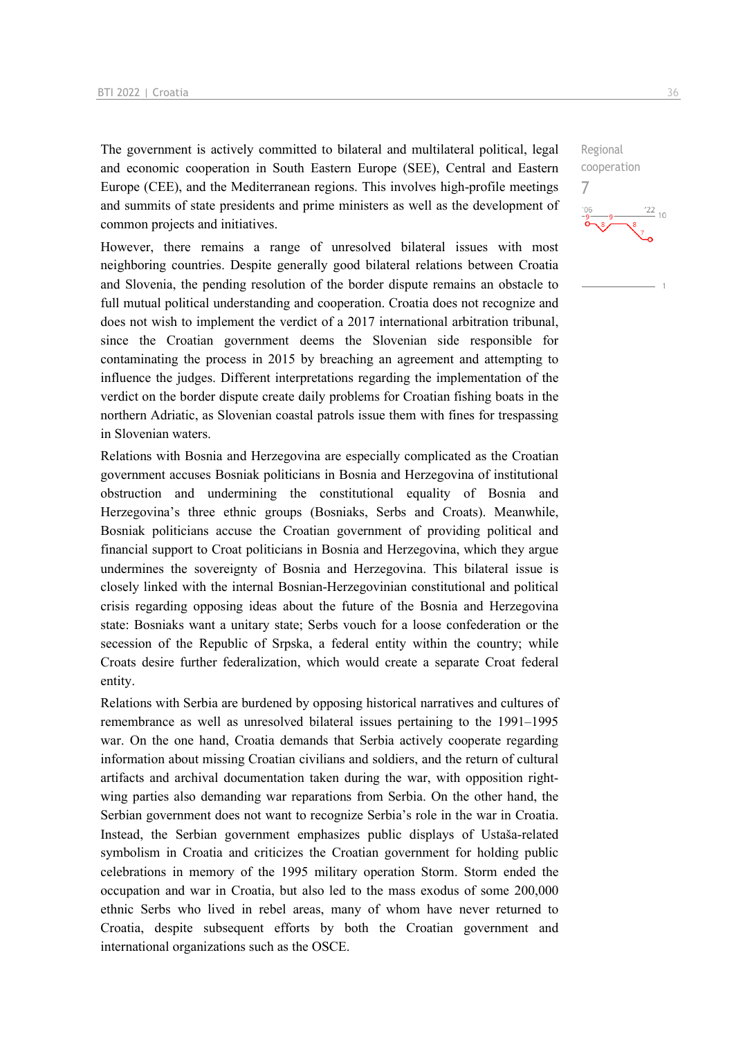Regional cooperation

7

The government is actively committed to bilateral and multilateral political, legal and economic cooperation in South Eastern Europe (SEE), Central and Eastern Europe (CEE), and the Mediterranean regions. This involves high-profile meetings and summits of state presidents and prime ministers as well as the development of common projects and initiatives.

However, there remains a range of unresolved bilateral issues with most neighboring countries. Despite generally good bilateral relations between Croatia and Slovenia, the pending resolution of the border dispute remains an obstacle to full mutual political understanding and cooperation. Croatia does not recognize and does not wish to implement the verdict of a 2017 international arbitration tribunal, since the Croatian government deems the Slovenian side responsible for contaminating the process in 2015 by breaching an agreement and attempting to influence the judges. Different interpretations regarding the implementation of the verdict on the border dispute create daily problems for Croatian fishing boats in the northern Adriatic, as Slovenian coastal patrols issue them with fines for trespassing in Slovenian waters.

Relations with Bosnia and Herzegovina are especially complicated as the Croatian government accuses Bosniak politicians in Bosnia and Herzegovina of institutional obstruction and undermining the constitutional equality of Bosnia and Herzegovina's three ethnic groups (Bosniaks, Serbs and Croats). Meanwhile, Bosniak politicians accuse the Croatian government of providing political and financial support to Croat politicians in Bosnia and Herzegovina, which they argue undermines the sovereignty of Bosnia and Herzegovina. This bilateral issue is closely linked with the internal Bosnian-Herzegovinian constitutional and political crisis regarding opposing ideas about the future of the Bosnia and Herzegovina state: Bosniaks want a unitary state; Serbs vouch for a loose confederation or the secession of the Republic of Srpska, a federal entity within the country; while Croats desire further federalization, which would create a separate Croat federal entity.

Relations with Serbia are burdened by opposing historical narratives and cultures of remembrance as well as unresolved bilateral issues pertaining to the 1991–1995 war. On the one hand, Croatia demands that Serbia actively cooperate regarding information about missing Croatian civilians and soldiers, and the return of cultural artifacts and archival documentation taken during the war, with opposition right-wing parties also demanding war reparations from Serbia. On the other hand, the Serbian government does not want to recognize Serbia's role in the war in Croatia. Instead, the Serbian government emphasizes public displays of Ustaša-related symbolism in Croatia and criticizes the Croatian government for holding public celebrations in memory of the 1995 military operation Storm. Storm ended the occupation and war in Croatia, but also led to the mass exodus of some 200,000 ethnic Serbs who lived in rebel areas, many of whom have never returned to Croatia, despite subsequent efforts by both the Croatian government and international organizations such as the OSCE.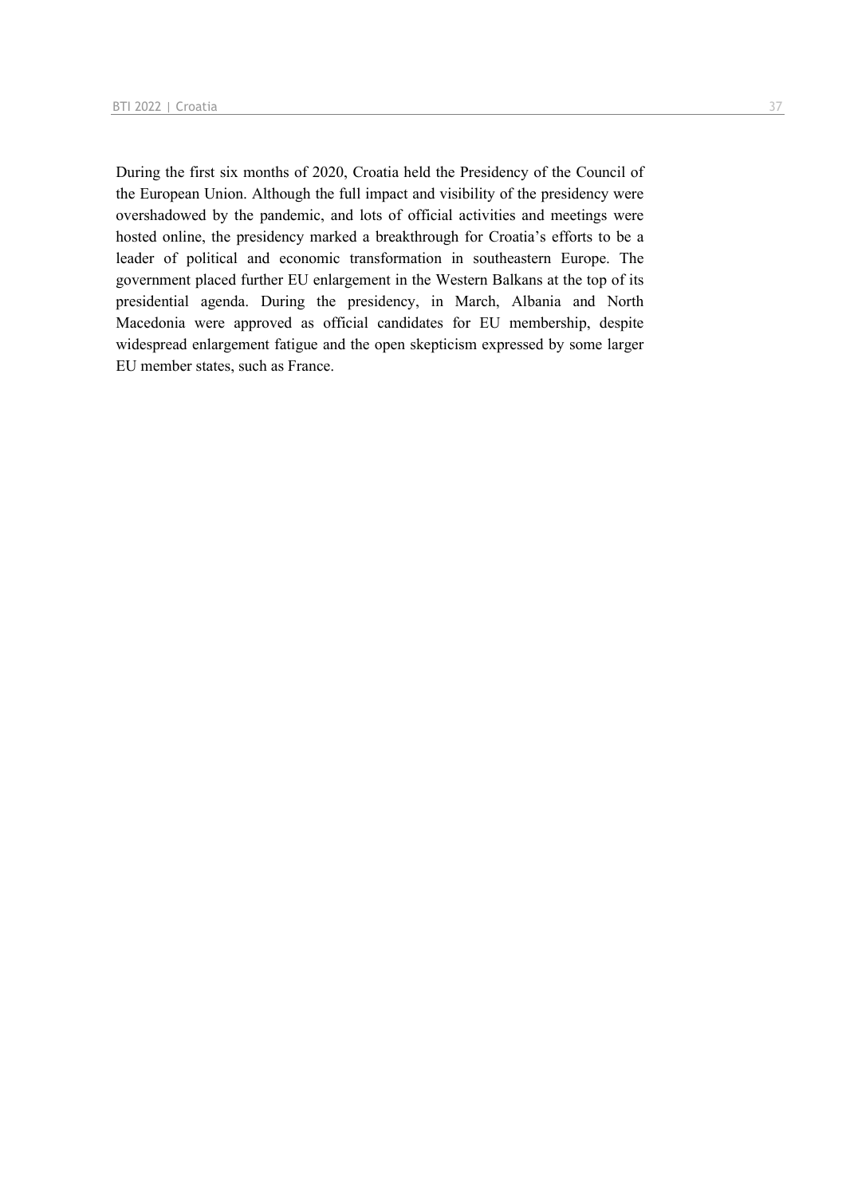During the first six months of 2020, Croatia held the Presidency of the Council of the European Union. Although the full impact and visibility of the presidency were overshadowed by the pandemic, and lots of official activities and meetings were hosted online, the presidency marked a breakthrough for Croatia's efforts to be a leader of political and economic transformation in southeastern Europe. The government placed further EU enlargement in the Western Balkans at the top of its presidential agenda. During the presidency, in March, Albania and North Macedonia were approved as official candidates for EU membership, despite widespread enlargement fatigue and the open skepticism expressed by some larger EU member states, such as France.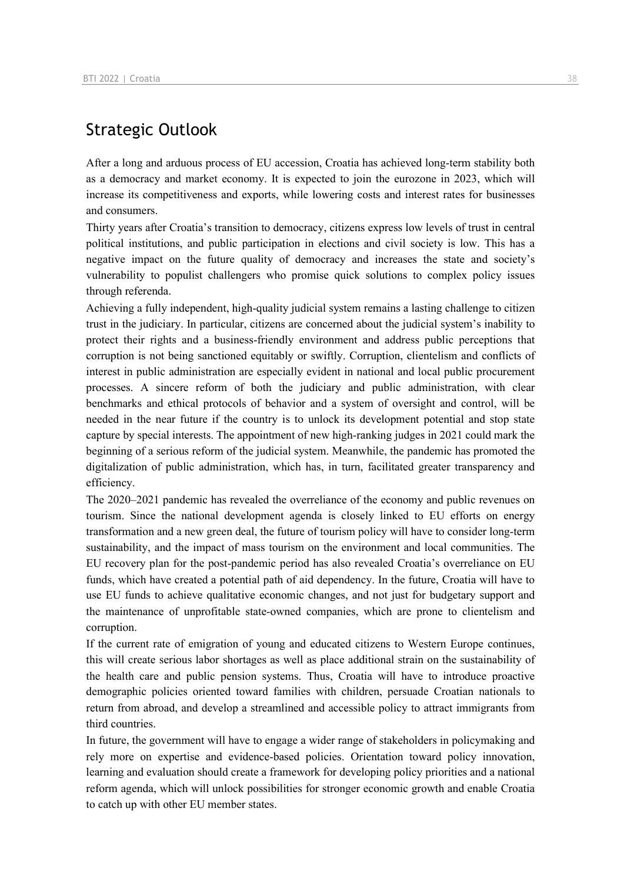## Strategic Outlook

After a long and arduous process of EU accession, Croatia has achieved long-term stability both as a democracy and market economy. It is expected to join the eurozone in 2023, which will increase its competitiveness and exports, while lowering costs and interest rates for businesses and consumers.

Thirty years after Croatia's transition to democracy, citizens express low levels of trust in central political institutions, and public participation in elections and civil society is low. This has a negative impact on the future quality of democracy and increases the state and society's vulnerability to populist challengers who promise quick solutions to complex policy issues through referenda.

Achieving a fully independent, high-quality judicial system remains a lasting challenge to citizen trust in the judiciary. In particular, citizens are concerned about the judicial system's inability to protect their rights and a business-friendly environment and address public perceptions that corruption is not being sanctioned equitably or swiftly. Corruption, clientelism and conflicts of interest in public administration are especially evident in national and local public procurement processes. A sincere reform of both the judiciary and public administration, with clear benchmarks and ethical protocols of behavior and a system of oversight and control, will be needed in the near future if the country is to unlock its development potential and stop state capture by special interests. The appointment of new high-ranking judges in 2021 could mark the beginning of a serious reform of the judicial system. Meanwhile, the pandemic has promoted the digitalization of public administration, which has, in turn, facilitated greater transparency and efficiency.

The 2020–2021 pandemic has revealed the overreliance of the economy and public revenues on tourism. Since the national development agenda is closely linked to EU efforts on energy transformation and a new green deal, the future of tourism policy will have to consider long-term sustainability, and the impact of mass tourism on the environment and local communities. The EU recovery plan for the post-pandemic period has also revealed Croatia's overreliance on EU funds, which have created a potential path of aid dependency. In the future, Croatia will have to use EU funds to achieve qualitative economic changes, and not just for budgetary support and the maintenance of unprofitable state-owned companies, which are prone to clientelism and corruption.

If the current rate of emigration of young and educated citizens to Western Europe continues, this will create serious labor shortages as well as place additional strain on the sustainability of the health care and public pension systems. Thus, Croatia will have to introduce proactive demographic policies oriented toward families with children, persuade Croatian nationals to return from abroad, and develop a streamlined and accessible policy to attract immigrants from third countries.

In future, the government will have to engage a wider range of stakeholders in policymaking and rely more on expertise and evidence-based policies. Orientation toward policy innovation, learning and evaluation should create a framework for developing policy priorities and a national reform agenda, which will unlock possibilities for stronger economic growth and enable Croatia to catch up with other EU member states.